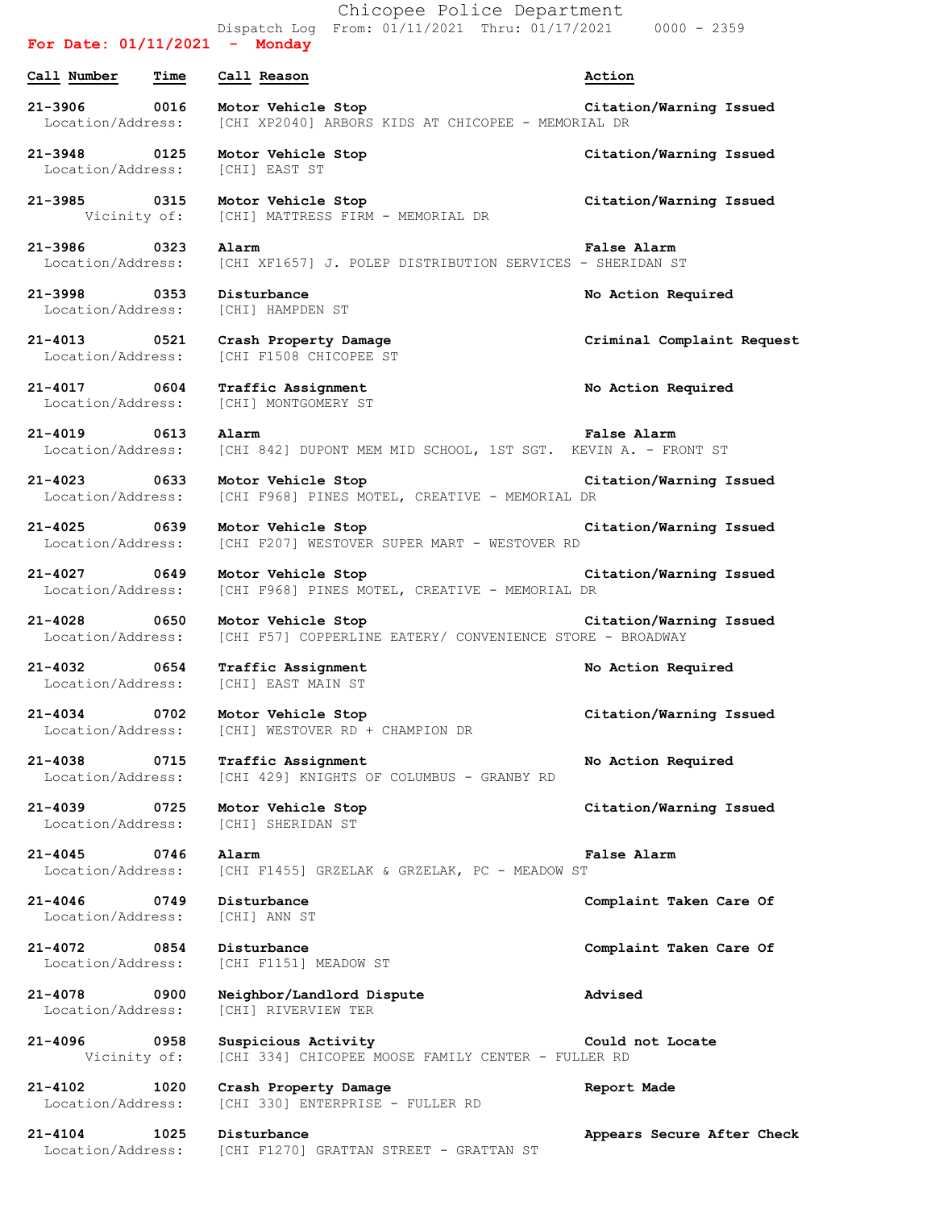# Chicopee Police Department

Dispatch Log From: 01/11/2021 Thru: 01/17/2021 0000 - 2359

**For Date: 01/11/2021 - Monday**

| Call Number | Time | Call Reason | Action |
|---|---|---|---|
| 21-3906 | 0016 | Motor Vehicle Stop | Citation/Warning Issued |
| Location/Address: | | [CHI XP2040] ARBORS KIDS AT CHICOPEE - MEMORIAL DR | |
| 21-3948 | 0125 | Motor Vehicle Stop | Citation/Warning Issued |
| Location/Address: | | [CHI] EAST ST | |
| 21-3985 | 0315 | Motor Vehicle Stop | Citation/Warning Issued |
| Vicinity of: | | [CHI] MATTRESS FIRM - MEMORIAL DR | |
| 21-3986 | 0323 | Alarm | False Alarm |
| Location/Address: | | [CHI XF1657] J. POLEP DISTRIBUTION SERVICES - SHERIDAN ST | |
| 21-3998 | 0353 | Disturbance | No Action Required |
| Location/Address: | | [CHI] HAMPDEN ST | |
| 21-4013 | 0521 | Crash Property Damage | Criminal Complaint Request |
| Location/Address: | | [CHI F1508 CHICOPEE ST | |
| 21-4017 | 0604 | Traffic Assignment | No Action Required |
| Location/Address: | | [CHI] MONTGOMERY ST | |
| 21-4019 | 0613 | Alarm | False Alarm |
| Location/Address: | | [CHI 842] DUPONT MEM MID SCHOOL, 1ST SGT. KEVIN A. - FRONT ST | |
| 21-4023 | 0633 | Motor Vehicle Stop | Citation/Warning Issued |
| Location/Address: | | [CHI F968] PINES MOTEL, CREATIVE - MEMORIAL DR | |
| 21-4025 | 0639 | Motor Vehicle Stop | Citation/Warning Issued |
| Location/Address: | | [CHI F207] WESTOVER SUPER MART - WESTOVER RD | |
| 21-4027 | 0649 | Motor Vehicle Stop | Citation/Warning Issued |
| Location/Address: | | [CHI F968] PINES MOTEL, CREATIVE - MEMORIAL DR | |
| 21-4028 | 0650 | Motor Vehicle Stop | Citation/Warning Issued |
| Location/Address: | | [CHI F57] COPPERLINE EATERY/ CONVENIENCE STORE - BROADWAY | |
| 21-4032 | 0654 | Traffic Assignment | No Action Required |
| Location/Address: | | [CHI] EAST MAIN ST | |
| 21-4034 | 0702 | Motor Vehicle Stop | Citation/Warning Issued |
| Location/Address: | | [CHI] WESTOVER RD + CHAMPION DR | |
| 21-4038 | 0715 | Traffic Assignment | No Action Required |
| Location/Address: | | [CHI 429] KNIGHTS OF COLUMBUS - GRANBY RD | |
| 21-4039 | 0725 | Motor Vehicle Stop | Citation/Warning Issued |
| Location/Address: | | [CHI] SHERIDAN ST | |
| 21-4045 | 0746 | Alarm | False Alarm |
| Location/Address: | | [CHI F1455] GRZELAK & GRZELAK, PC - MEADOW ST | |
| 21-4046 | 0749 | Disturbance | Complaint Taken Care Of |
| Location/Address: | | [CHI] ANN ST | |
| 21-4072 | 0854 | Disturbance | Complaint Taken Care Of |
| Location/Address: | | [CHI F1151] MEADOW ST | |
| 21-4078 | 0900 | Neighbor/Landlord Dispute | Advised |
| Location/Address: | | [CHI] RIVERVIEW TER | |
| 21-4096 | 0958 | Suspicious Activity | Could not Locate |
| Vicinity of: | | [CHI 334] CHICOPEE MOOSE FAMILY CENTER - FULLER RD | |
| 21-4102 | 1020 | Crash Property Damage | Report Made |
| Location/Address: | | [CHI 330] ENTERPRISE - FULLER RD | |
| 21-4104 | 1025 | Disturbance | Appears Secure After Check |
| Location/Address: | | [CHI F1270] GRATTAN STREET - GRATTAN ST | |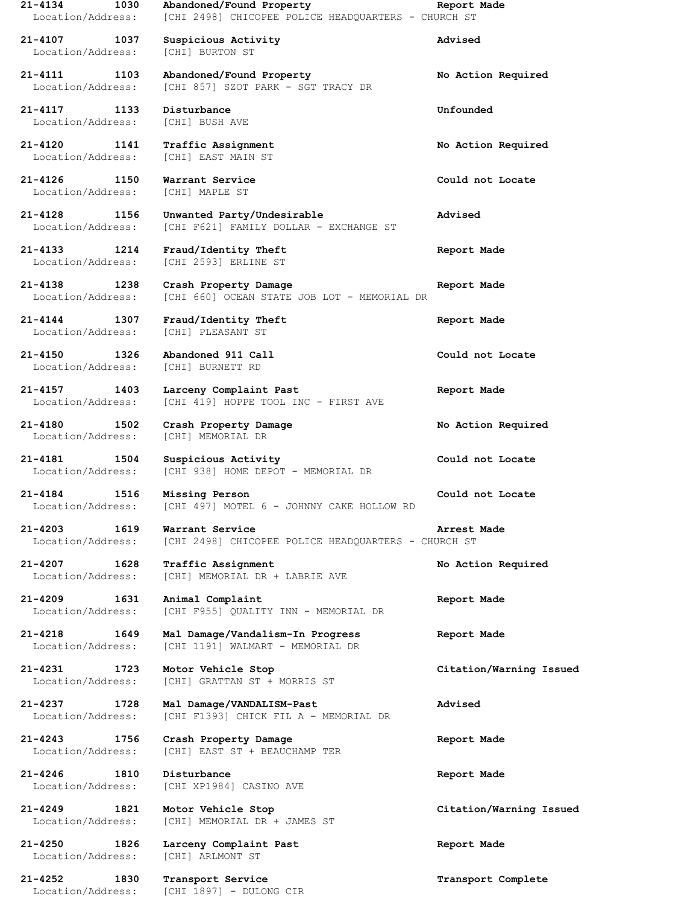**21-4134 1030 Abandoned/Found Property Report Made**
Location/Address: [CHI 2498] CHICOPEE POLICE HEADQUARTERS - CHURCH ST

**21-4107 1037 Suspicious Activity Advised**
Location/Address: [CHI] BURTON ST

**21-4111 1103 Abandoned/Found Property No Action Required**
Location/Address: [CHI 857] SZOT PARK - SGT TRACY DR

**21-4117 1133 Disturbance Unfounded**
Location/Address: [CHI] BUSH AVE

**21-4120 1141 Traffic Assignment No Action Required**
Location/Address: [CHI] EAST MAIN ST

**21-4126 1150 Warrant Service Could not Locate**
Location/Address: [CHI] MAPLE ST

**21-4128 1156 Unwanted Party/Undesirable Advised**
Location/Address: [CHI F621] FAMILY DOLLAR - EXCHANGE ST

**21-4133 1214 Fraud/Identity Theft Report Made**
Location/Address: [CHI 2593] ERLINE ST

**21-4138 1238 Crash Property Damage Report Made**
Location/Address: [CHI 660] OCEAN STATE JOB LOT - MEMORIAL DR

**21-4144 1307 Fraud/Identity Theft Report Made**
Location/Address: [CHI] PLEASANT ST

**21-4150 1326 Abandoned 911 Call Could not Locate**
Location/Address: [CHI] BURNETT RD

**21-4157 1403 Larceny Complaint Past Report Made**
Location/Address: [CHI 419] HOPPE TOOL INC - FIRST AVE

**21-4180 1502 Crash Property Damage No Action Required**
Location/Address: [CHI] MEMORIAL DR

**21-4181 1504 Suspicious Activity Could not Locate**
Location/Address: [CHI 938] HOME DEPOT - MEMORIAL DR

**21-4184 1516 Missing Person Could not Locate**
Location/Address: [CHI 497] MOTEL 6 - JOHNNY CAKE HOLLOW RD

**21-4203 1619 Warrant Service Arrest Made**
Location/Address: [CHI 2498] CHICOPEE POLICE HEADQUARTERS - CHURCH ST

**21-4207 1628 Traffic Assignment No Action Required**
Location/Address: [CHI] MEMORIAL DR + LABRIE AVE

**21-4209 1631 Animal Complaint Report Made**
Location/Address: [CHI F955] QUALITY INN - MEMORIAL DR

**21-4218 1649 Mal Damage/Vandalism-In Progress Report Made**
Location/Address: [CHI 1191] WALMART - MEMORIAL DR

**21-4231 1723 Motor Vehicle Stop Citation/Warning Issued**
Location/Address: [CHI] GRATTAN ST + MORRIS ST

**21-4237 1728 Mal Damage/VANDALISM-Past Advised**
Location/Address: [CHI F1393] CHICK FIL A - MEMORIAL DR

**21-4243 1756 Crash Property Damage Report Made**
Location/Address: [CHI] EAST ST + BEAUCHAMP TER

**21-4246 1810 Disturbance Report Made**
Location/Address: [CHI XP1984] CASINO AVE

**21-4249 1821 Motor Vehicle Stop Citation/Warning Issued**
Location/Address: [CHI] MEMORIAL DR + JAMES ST

**21-4250 1826 Larceny Complaint Past Report Made**
Location/Address: [CHI] ARLMONT ST

**21-4252 1830 Transport Service Transport Complete**
Location/Address: [CHI 1897] - DULONG CIR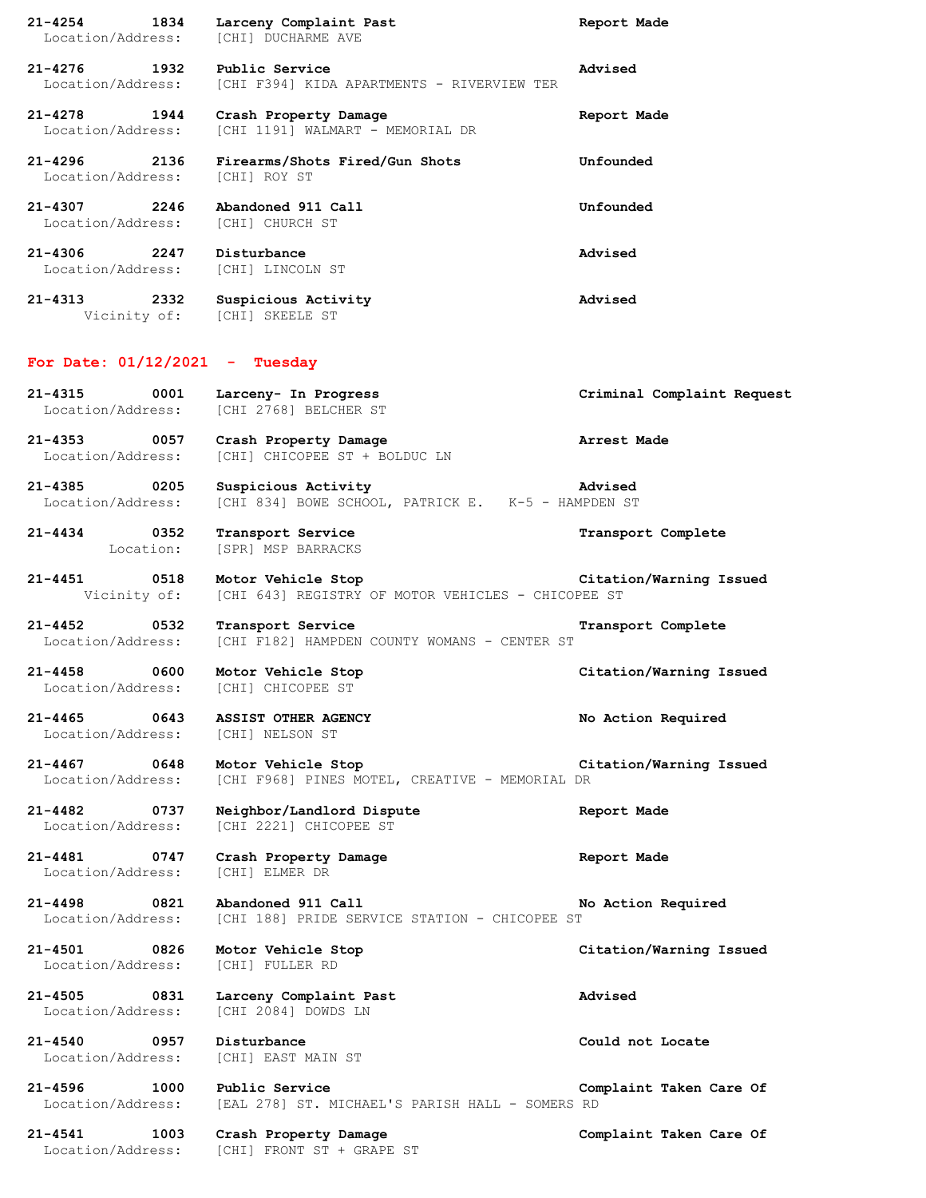**21-4254 1834 Larceny Complaint Past** **Report Made**
Location/Address: [CHI] DUCHARME AVE

**21-4276 1932 Public Service** **Advised**
Location/Address: [CHI F394] KIDA APARTMENTS - RIVERVIEW TER

**21-4278 1944 Crash Property Damage** **Report Made**
Location/Address: [CHI 1191] WALMART - MEMORIAL DR

**21-4296 2136 Firearms/Shots Fired/Gun Shots** **Unfounded**
Location/Address: [CHI] ROY ST

**21-4307 2246 Abandoned 911 Call** **Unfounded**
Location/Address: [CHI] CHURCH ST

**21-4306 2247 Disturbance** **Advised**
Location/Address: [CHI] LINCOLN ST

**21-4313 2332 Suspicious Activity** **Advised**
Vicinity of: [CHI] SKEELE ST

## For Date: 01/12/2021 - Tuesday

**21-4315 0001 Larceny- In Progress** **Criminal Complaint Request**
Location/Address: [CHI 2768] BELCHER ST

**21-4353 0057 Crash Property Damage** **Arrest Made**
Location/Address: [CHI] CHICOPEE ST + BOLDUC LN

**21-4385 0205 Suspicious Activity** **Advised**
Location/Address: [CHI 834] BOWE SCHOOL, PATRICK E. K-5 - HAMPDEN ST

**21-4434 0352 Transport Service** **Transport Complete**
Location: [SPR] MSP BARRACKS

**21-4451 0518 Motor Vehicle Stop** **Citation/Warning Issued**
Vicinity of: [CHI 643] REGISTRY OF MOTOR VEHICLES - CHICOPEE ST

**21-4452 0532 Transport Service** **Transport Complete**
Location/Address: [CHI F182] HAMPDEN COUNTY WOMANS - CENTER ST

**21-4458 0600 Motor Vehicle Stop** **Citation/Warning Issued**
Location/Address: [CHI] CHICOPEE ST

**21-4465 0643 ASSIST OTHER AGENCY** **No Action Required**
Location/Address: [CHI] NELSON ST

**21-4467 0648 Motor Vehicle Stop** **Citation/Warning Issued**
Location/Address: [CHI F968] PINES MOTEL, CREATIVE - MEMORIAL DR

**21-4482 0737 Neighbor/Landlord Dispute** **Report Made**
Location/Address: [CHI 2221] CHICOPEE ST

**21-4481 0747 Crash Property Damage** **Report Made**
Location/Address: [CHI] ELMER DR

**21-4498 0821 Abandoned 911 Call** **No Action Required**
Location/Address: [CHI 188] PRIDE SERVICE STATION - CHICOPEE ST

**21-4501 0826 Motor Vehicle Stop** **Citation/Warning Issued**
Location/Address: [CHI] FULLER RD

**21-4505 0831 Larceny Complaint Past** **Advised**
Location/Address: [CHI 2084] DOWDS LN

**21-4540 0957 Disturbance** **Could not Locate**
Location/Address: [CHI] EAST MAIN ST

**21-4596 1000 Public Service** **Complaint Taken Care Of**
Location/Address: [EAL 278] ST. MICHAEL'S PARISH HALL - SOMERS RD

**21-4541 1003 Crash Property Damage** **Complaint Taken Care Of**
Location/Address: [CHI] FRONT ST + GRAPE ST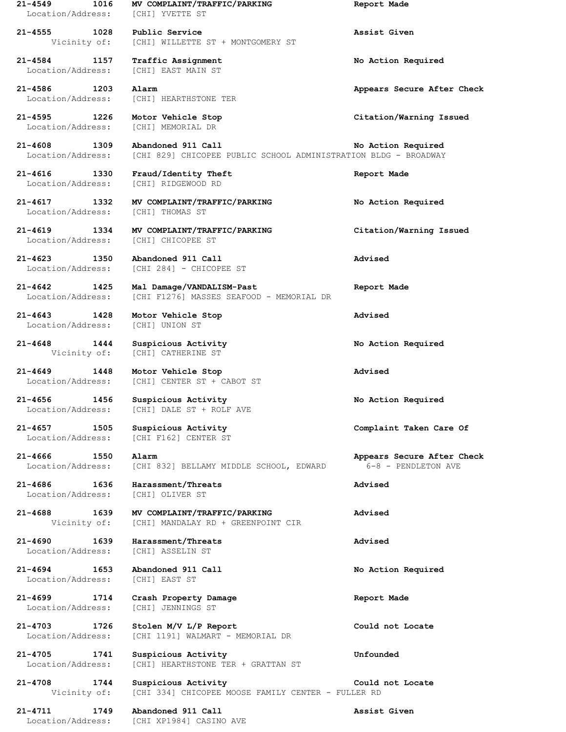**21-4549 1016 MV COMPLAINT/TRAFFIC/PARKING Report Made**
Location/Address: [CHI] YVETTE ST

**21-4555 1028 Public Service Assist Given**
Vicinity of: [CHI] WILLETTE ST + MONTGOMERY ST

**21-4584 1157 Traffic Assignment No Action Required**
Location/Address: [CHI] EAST MAIN ST

**21-4586 1203 Alarm Appears Secure After Check**
Location/Address: [CHI] HEARTHSTONE TER

**21-4595 1226 Motor Vehicle Stop Citation/Warning Issued**
Location/Address: [CHI] MEMORIAL DR

**21-4608 1309 Abandoned 911 Call No Action Required**
Location/Address: [CHI 829] CHICOPEE PUBLIC SCHOOL ADMINISTRATION BLDG - BROADWAY

**21-4616 1330 Fraud/Identity Theft Report Made**
Location/Address: [CHI] RIDGEWOOD RD

**21-4617 1332 MV COMPLAINT/TRAFFIC/PARKING No Action Required**
Location/Address: [CHI] THOMAS ST

**21-4619 1334 MV COMPLAINT/TRAFFIC/PARKING Citation/Warning Issued**
Location/Address: [CHI] CHICOPEE ST

**21-4623 1350 Abandoned 911 Call Advised**
Location/Address: [CHI 284] - CHICOPEE ST

**21-4642 1425 Mal Damage/VANDALISM-Past Report Made**
Location/Address: [CHI F1276] MASSES SEAFOOD - MEMORIAL DR

**21-4643 1428 Motor Vehicle Stop Advised**
Location/Address: [CHI] UNION ST

**21-4648 1444 Suspicious Activity No Action Required**
Vicinity of: [CHI] CATHERINE ST

**21-4649 1448 Motor Vehicle Stop Advised**
Location/Address: [CHI] CENTER ST + CABOT ST

**21-4656 1456 Suspicious Activity No Action Required**
Location/Address: [CHI] DALE ST + ROLF AVE

**21-4657 1505 Suspicious Activity Complaint Taken Care Of**
Location/Address: [CHI F162] CENTER ST

**21-4666 1550 Alarm Appears Secure After Check**
Location/Address: [CHI 832] BELLAMY MIDDLE SCHOOL, EDWARD 6-8 - PENDLETON AVE

**21-4686 1636 Harassment/Threats Advised**
Location/Address: [CHI] OLIVER ST

**21-4688 1639 MV COMPLAINT/TRAFFIC/PARKING Advised**
Vicinity of: [CHI] MANDALAY RD + GREENPOINT CIR

**21-4690 1639 Harassment/Threats Advised**
Location/Address: [CHI] ASSELIN ST

**21-4694 1653 Abandoned 911 Call No Action Required**
Location/Address: [CHI] EAST ST

**21-4699 1714 Crash Property Damage Report Made**
Location/Address: [CHI] JENNINGS ST

**21-4703 1726 Stolen M/V L/P Report Could not Locate**
Location/Address: [CHI 1191] WALMART - MEMORIAL DR

**21-4705 1741 Suspicious Activity Unfounded**
Location/Address: [CHI] HEARTHSTONE TER + GRATTAN ST

**21-4708 1744 Suspicious Activity Could not Locate**
Vicinity of: [CHI 334] CHICOPEE MOOSE FAMILY CENTER - FULLER RD

**21-4711 1749 Abandoned 911 Call Assist Given**
Location/Address: [CHI XP1984] CASINO AVE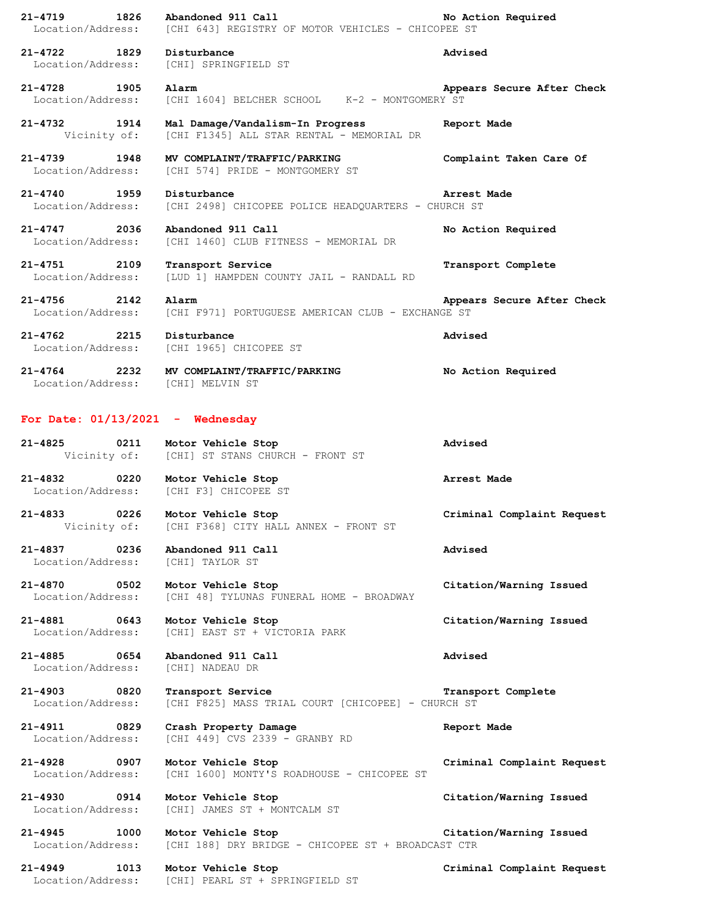**21-4719 1826 Abandoned 911 Call No Action Required**
Location/Address: [CHI 643] REGISTRY OF MOTOR VEHICLES - CHICOPEE ST

**21-4722 1829 Disturbance Advised**
Location/Address: [CHI] SPRINGFIELD ST

**21-4728 1905 Alarm Appears Secure After Check**
Location/Address: [CHI 1604] BELCHER SCHOOL K-2 - MONTGOMERY ST

**21-4732 1914 Mal Damage/Vandalism-In Progress Report Made**
Vicinity of: [CHI F1345] ALL STAR RENTAL - MEMORIAL DR

**21-4739 1948 MV COMPLAINT/TRAFFIC/PARKING Complaint Taken Care Of**
Location/Address: [CHI 574] PRIDE - MONTGOMERY ST

**21-4740 1959 Disturbance Arrest Made**
Location/Address: [CHI 2498] CHICOPEE POLICE HEADQUARTERS - CHURCH ST

**21-4747 2036 Abandoned 911 Call No Action Required**
Location/Address: [CHI 1460] CLUB FITNESS - MEMORIAL DR

**21-4751 2109 Transport Service Transport Complete**
Location/Address: [LUD 1] HAMPDEN COUNTY JAIL - RANDALL RD

**21-4756 2142 Alarm Appears Secure After Check**
Location/Address: [CHI F971] PORTUGUESE AMERICAN CLUB - EXCHANGE ST

**21-4762 2215 Disturbance Advised**
Location/Address: [CHI 1965] CHICOPEE ST

**21-4764 2232 MV COMPLAINT/TRAFFIC/PARKING No Action Required**
Location/Address: [CHI] MELVIN ST

## For Date: 01/13/2021 - Wednesday

**21-4825 0211 Motor Vehicle Stop Advised**
Vicinity of: [CHI] ST STANS CHURCH - FRONT ST

**21-4832 0220 Motor Vehicle Stop Arrest Made**
Location/Address: [CHI F3] CHICOPEE ST

**21-4833 0226 Motor Vehicle Stop Criminal Complaint Request**
Vicinity of: [CHI F368] CITY HALL ANNEX - FRONT ST

**21-4837 0236 Abandoned 911 Call Advised**
Location/Address: [CHI] TAYLOR ST

**21-4870 0502 Motor Vehicle Stop Citation/Warning Issued**
Location/Address: [CHI 48] TYLUNAS FUNERAL HOME - BROADWAY

**21-4881 0643 Motor Vehicle Stop Citation/Warning Issued**
Location/Address: [CHI] EAST ST + VICTORIA PARK

**21-4885 0654 Abandoned 911 Call Advised**
Location/Address: [CHI] NADEAU DR

**21-4903 0820 Transport Service Transport Complete**
Location/Address: [CHI F825] MASS TRIAL COURT [CHICOPEE] - CHURCH ST

**21-4911 0829 Crash Property Damage Report Made**
Location/Address: [CHI 449] CVS 2339 - GRANBY RD

**21-4928 0907 Motor Vehicle Stop Criminal Complaint Request**
Location/Address: [CHI 1600] MONTY'S ROADHOUSE - CHICOPEE ST

**21-4930 0914 Motor Vehicle Stop Citation/Warning Issued**
Location/Address: [CHI] JAMES ST + MONTCALM ST

**21-4945 1000 Motor Vehicle Stop Citation/Warning Issued**
Location/Address: [CHI 188] DRY BRIDGE - CHICOPEE ST + BROADCAST CTR

**21-4949 1013 Motor Vehicle Stop Criminal Complaint Request**
Location/Address: [CHI] PEARL ST + SPRINGFIELD ST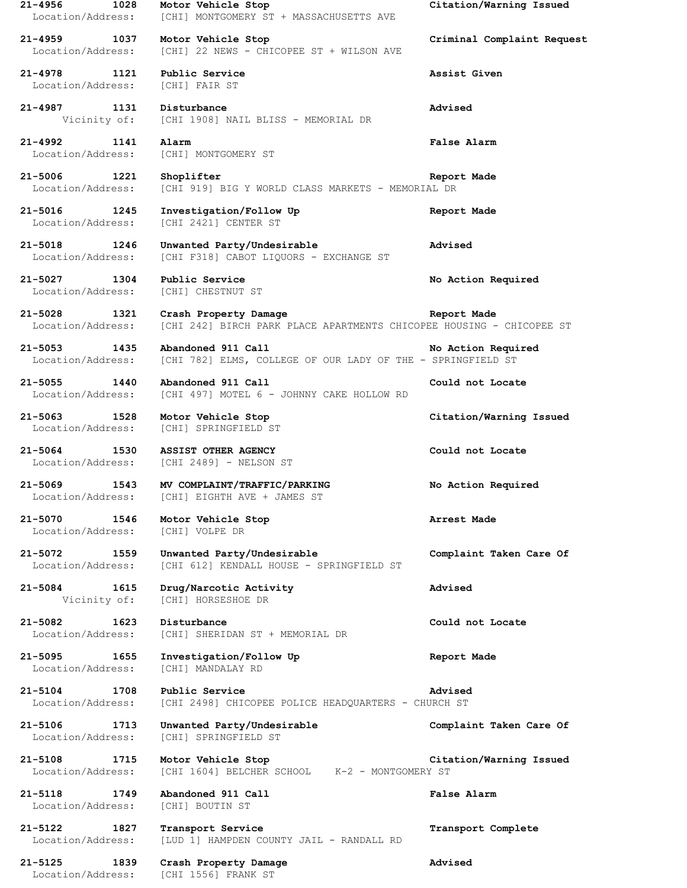**21-4956 1028 Motor Vehicle Stop — Citation/Warning Issued**
Location/Address: [CHI] MONTGOMERY ST + MASSACHUSETTS AVE

**21-4959 1037 Motor Vehicle Stop — Criminal Complaint Request**
Location/Address: [CHI] 22 NEWS - CHICOPEE ST + WILSON AVE

**21-4978 1121 Public Service — Assist Given**
Location/Address: [CHI] FAIR ST

**21-4987 1131 Disturbance — Advised**
Vicinity of: [CHI 1908] NAIL BLISS - MEMORIAL DR

**21-4992 1141 Alarm — False Alarm**
Location/Address: [CHI] MONTGOMERY ST

**21-5006 1221 Shoplifter — Report Made**
Location/Address: [CHI 919] BIG Y WORLD CLASS MARKETS - MEMORIAL DR

**21-5016 1245 Investigation/Follow Up — Report Made**
Location/Address: [CHI 2421] CENTER ST

**21-5018 1246 Unwanted Party/Undesirable — Advised**
Location/Address: [CHI F318] CABOT LIQUORS - EXCHANGE ST

**21-5027 1304 Public Service — No Action Required**
Location/Address: [CHI] CHESTNUT ST

**21-5028 1321 Crash Property Damage — Report Made**
Location/Address: [CHI 242] BIRCH PARK PLACE APARTMENTS CHICOPEE HOUSING - CHICOPEE ST

**21-5053 1435 Abandoned 911 Call — No Action Required**
Location/Address: [CHI 782] ELMS, COLLEGE OF OUR LADY OF THE - SPRINGFIELD ST

**21-5055 1440 Abandoned 911 Call — Could not Locate**
Location/Address: [CHI 497] MOTEL 6 - JOHNNY CAKE HOLLOW RD

**21-5063 1528 Motor Vehicle Stop — Citation/Warning Issued**
Location/Address: [CHI] SPRINGFIELD ST

**21-5064 1530 ASSIST OTHER AGENCY — Could not Locate**
Location/Address: [CHI 2489] - NELSON ST

**21-5069 1543 MV COMPLAINT/TRAFFIC/PARKING — No Action Required**
Location/Address: [CHI] EIGHTH AVE + JAMES ST

**21-5070 1546 Motor Vehicle Stop — Arrest Made**
Location/Address: [CHI] VOLPE DR

**21-5072 1559 Unwanted Party/Undesirable — Complaint Taken Care Of**
Location/Address: [CHI 612] KENDALL HOUSE - SPRINGFIELD ST

**21-5084 1615 Drug/Narcotic Activity — Advised**
Vicinity of: [CHI] HORSESHOE DR

**21-5082 1623 Disturbance — Could not Locate**
Location/Address: [CHI] SHERIDAN ST + MEMORIAL DR

**21-5095 1655 Investigation/Follow Up — Report Made**
Location/Address: [CHI] MANDALAY RD

**21-5104 1708 Public Service — Advised**
Location/Address: [CHI 2498] CHICOPEE POLICE HEADQUARTERS - CHURCH ST

**21-5106 1713 Unwanted Party/Undesirable — Complaint Taken Care Of**
Location/Address: [CHI] SPRINGFIELD ST

**21-5108 1715 Motor Vehicle Stop — Citation/Warning Issued**
Location/Address: [CHI 1604] BELCHER SCHOOL K-2 - MONTGOMERY ST

**21-5118 1749 Abandoned 911 Call — False Alarm**
Location/Address: [CHI] BOUTIN ST

**21-5122 1827 Transport Service — Transport Complete**
Location/Address: [LUD 1] HAMPDEN COUNTY JAIL - RANDALL RD

**21-5125 1839 Crash Property Damage — Advised**
Location/Address: [CHI 1556] FRANK ST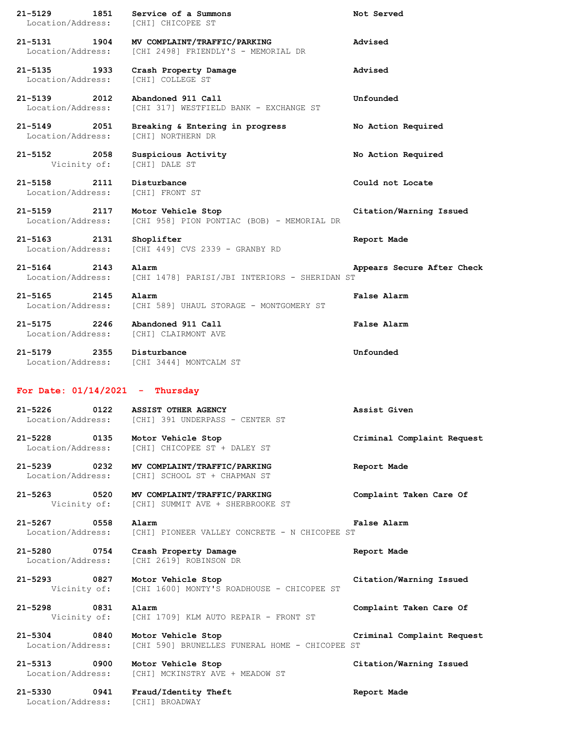**21-5129 1851 Service of a Summons** **Not Served**
Location/Address: [CHI] CHICOPEE ST

**21-5131 1904 MV COMPLAINT/TRAFFIC/PARKING** **Advised**
Location/Address: [CHI 2498] FRIENDLY'S - MEMORIAL DR

**21-5135 1933 Crash Property Damage** **Advised**
Location/Address: [CHI] COLLEGE ST

**21-5139 2012 Abandoned 911 Call** **Unfounded**
Location/Address: [CHI 317] WESTFIELD BANK - EXCHANGE ST

**21-5149 2051 Breaking & Entering in progress** **No Action Required**
Location/Address: [CHI] NORTHERN DR

**21-5152 2058 Suspicious Activity** **No Action Required**
Vicinity of: [CHI] DALE ST

**21-5158 2111 Disturbance** **Could not Locate**
Location/Address: [CHI] FRONT ST

**21-5159 2117 Motor Vehicle Stop** **Citation/Warning Issued**
Location/Address: [CHI 958] PION PONTIAC (BOB) - MEMORIAL DR

**21-5163 2131 Shoplifter** **Report Made**
Location/Address: [CHI 449] CVS 2339 - GRANBY RD

**21-5164 2143 Alarm** **Appears Secure After Check**
Location/Address: [CHI 1478] PARISI/JBI INTERIORS - SHERIDAN ST

**21-5165 2145 Alarm** **False Alarm**
Location/Address: [CHI 589] UHAUL STORAGE - MONTGOMERY ST

**21-5175 2246 Abandoned 911 Call** **False Alarm**
Location/Address: [CHI] CLAIRMONT AVE

**21-5179 2355 Disturbance** **Unfounded**
Location/Address: [CHI 3444] MONTCALM ST

## For Date: 01/14/2021 - Thursday

**21-5226 0122 ASSIST OTHER AGENCY** **Assist Given**
Location/Address: [CHI] 391 UNDERPASS - CENTER ST

**21-5228 0135 Motor Vehicle Stop** **Criminal Complaint Request**
Location/Address: [CHI] CHICOPEE ST + DALEY ST

**21-5239 0232 MV COMPLAINT/TRAFFIC/PARKING** **Report Made**
Location/Address: [CHI] SCHOOL ST + CHAPMAN ST

**21-5263 0520 MV COMPLAINT/TRAFFIC/PARKING** **Complaint Taken Care Of**
Vicinity of: [CHI] SUMMIT AVE + SHERBROOKE ST

**21-5267 0558 Alarm** **False Alarm**
Location/Address: [CHI] PIONEER VALLEY CONCRETE - N CHICOPEE ST

**21-5280 0754 Crash Property Damage** **Report Made**
Location/Address: [CHI 2619] ROBINSON DR

**21-5293 0827 Motor Vehicle Stop** **Citation/Warning Issued**
Vicinity of: [CHI 1600] MONTY'S ROADHOUSE - CHICOPEE ST

**21-5298 0831 Alarm** **Complaint Taken Care Of**
Vicinity of: [CHI 1709] KLM AUTO REPAIR - FRONT ST

**21-5304 0840 Motor Vehicle Stop** **Criminal Complaint Request**
Location/Address: [CHI 590] BRUNELLES FUNERAL HOME - CHICOPEE ST

**21-5313 0900 Motor Vehicle Stop** **Citation/Warning Issued**
Location/Address: [CHI] MCKINSTRY AVE + MEADOW ST

**21-5330 0941 Fraud/Identity Theft** **Report Made**
Location/Address: [CHI] BROADWAY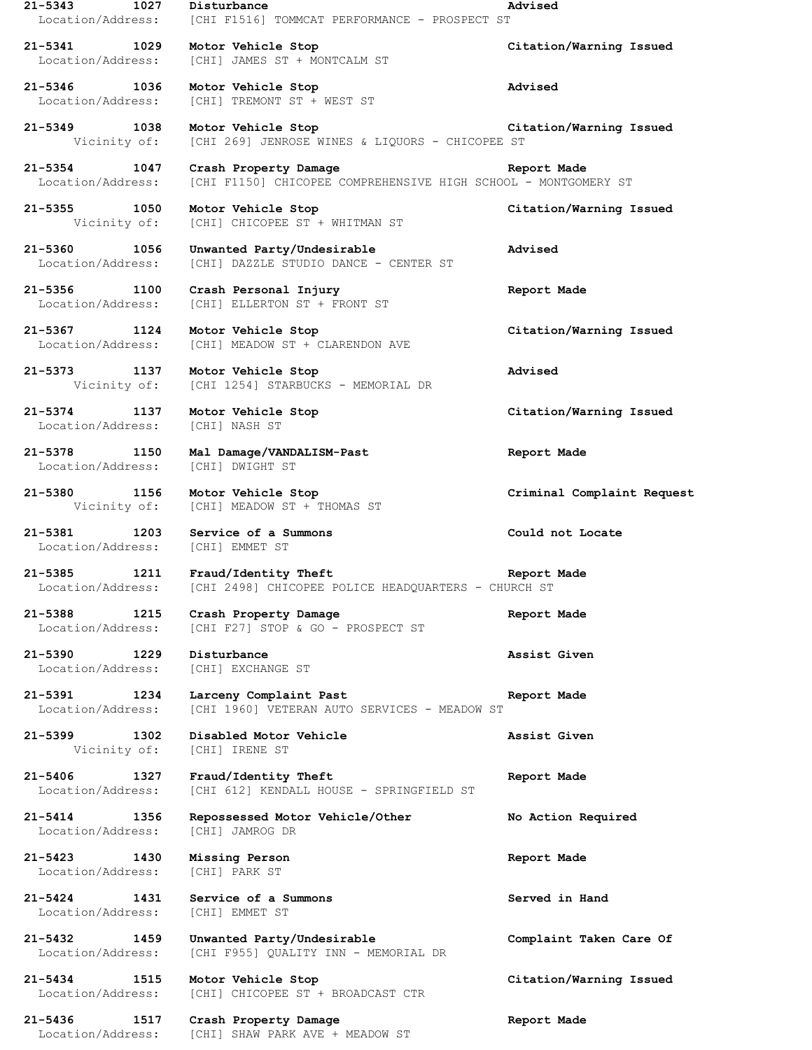**21-5343 1027 Disturbance** **Advised**
Location/Address: [CHI F1516] TOMMCAT PERFORMANCE - PROSPECT ST

**21-5341 1029 Motor Vehicle Stop** **Citation/Warning Issued**
Location/Address: [CHI] JAMES ST + MONTCALM ST

**21-5346 1036 Motor Vehicle Stop** **Advised**
Location/Address: [CHI] TREMONT ST + WEST ST

**21-5349 1038 Motor Vehicle Stop** **Citation/Warning Issued**
Vicinity of: [CHI 269] JENROSE WINES & LIQUORS - CHICOPEE ST

**21-5354 1047 Crash Property Damage** **Report Made**
Location/Address: [CHI F1150] CHICOPEE COMPREHENSIVE HIGH SCHOOL - MONTGOMERY ST

**21-5355 1050 Motor Vehicle Stop** **Citation/Warning Issued**
Vicinity of: [CHI] CHICOPEE ST + WHITMAN ST

**21-5360 1056 Unwanted Party/Undesirable** **Advised**
Location/Address: [CHI] DAZZLE STUDIO DANCE - CENTER ST

**21-5356 1100 Crash Personal Injury** **Report Made**
Location/Address: [CHI] ELLERTON ST + FRONT ST

**21-5367 1124 Motor Vehicle Stop** **Citation/Warning Issued**
Location/Address: [CHI] MEADOW ST + CLARENDON AVE

**21-5373 1137 Motor Vehicle Stop** **Advised**
Vicinity of: [CHI 1254] STARBUCKS - MEMORIAL DR

**21-5374 1137 Motor Vehicle Stop** **Citation/Warning Issued**
Location/Address: [CHI] NASH ST

**21-5378 1150 Mal Damage/VANDALISM-Past** **Report Made**
Location/Address: [CHI] DWIGHT ST

**21-5380 1156 Motor Vehicle Stop** **Criminal Complaint Request**
Vicinity of: [CHI] MEADOW ST + THOMAS ST

**21-5381 1203 Service of a Summons** **Could not Locate**
Location/Address: [CHI] EMMET ST

**21-5385 1211 Fraud/Identity Theft** **Report Made**
Location/Address: [CHI 2498] CHICOPEE POLICE HEADQUARTERS - CHURCH ST

**21-5388 1215 Crash Property Damage** **Report Made**
Location/Address: [CHI F27] STOP & GO - PROSPECT ST

**21-5390 1229 Disturbance** **Assist Given**
Location/Address: [CHI] EXCHANGE ST

**21-5391 1234 Larceny Complaint Past** **Report Made**
Location/Address: [CHI 1960] VETERAN AUTO SERVICES - MEADOW ST

**21-5399 1302 Disabled Motor Vehicle** **Assist Given**
Vicinity of: [CHI] IRENE ST

**21-5406 1327 Fraud/Identity Theft** **Report Made**
Location/Address: [CHI 612] KENDALL HOUSE - SPRINGFIELD ST

**21-5414 1356 Repossessed Motor Vehicle/Other** **No Action Required**
Location/Address: [CHI] JAMROG DR

**21-5423 1430 Missing Person** **Report Made**
Location/Address: [CHI] PARK ST

**21-5424 1431 Service of a Summons** **Served in Hand**
Location/Address: [CHI] EMMET ST

**21-5432 1459 Unwanted Party/Undesirable** **Complaint Taken Care Of**
Location/Address: [CHI F955] QUALITY INN - MEMORIAL DR

**21-5434 1515 Motor Vehicle Stop** **Citation/Warning Issued**
Location/Address: [CHI] CHICOPEE ST + BROADCAST CTR

**21-5436 1517 Crash Property Damage** **Report Made**
Location/Address: [CHI] SHAW PARK AVE + MEADOW ST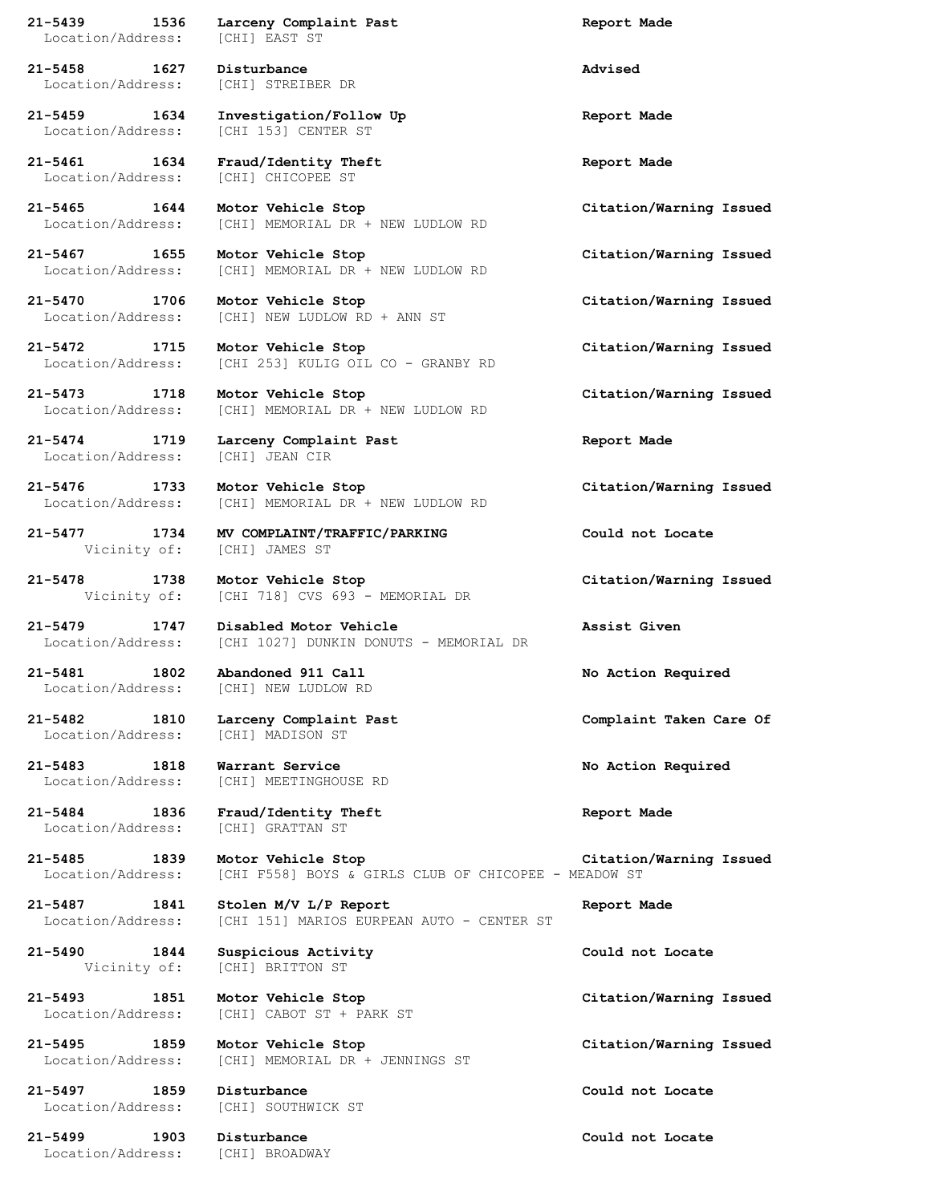**21-5439 1536 Larceny Complaint Past** **Report Made**
Location/Address: [CHI] EAST ST

**21-5458 1627 Disturbance** **Advised**
Location/Address: [CHI] STREIBER DR

**21-5459 1634 Investigation/Follow Up** **Report Made**
Location/Address: [CHI 153] CENTER ST

**21-5461 1634 Fraud/Identity Theft** **Report Made**
Location/Address: [CHI] CHICOPEE ST

**21-5465 1644 Motor Vehicle Stop** **Citation/Warning Issued**
Location/Address: [CHI] MEMORIAL DR + NEW LUDLOW RD

**21-5467 1655 Motor Vehicle Stop** **Citation/Warning Issued**
Location/Address: [CHI] MEMORIAL DR + NEW LUDLOW RD

**21-5470 1706 Motor Vehicle Stop** **Citation/Warning Issued**
Location/Address: [CHI] NEW LUDLOW RD + ANN ST

**21-5472 1715 Motor Vehicle Stop** **Citation/Warning Issued**
Location/Address: [CHI 253] KULIG OIL CO - GRANBY RD

**21-5473 1718 Motor Vehicle Stop** **Citation/Warning Issued**
Location/Address: [CHI] MEMORIAL DR + NEW LUDLOW RD

**21-5474 1719 Larceny Complaint Past** **Report Made**
Location/Address: [CHI] JEAN CIR

**21-5476 1733 Motor Vehicle Stop** **Citation/Warning Issued**
Location/Address: [CHI] MEMORIAL DR + NEW LUDLOW RD

**21-5477 1734 MV COMPLAINT/TRAFFIC/PARKING** **Could not Locate**
Vicinity of: [CHI] JAMES ST

**21-5478 1738 Motor Vehicle Stop** **Citation/Warning Issued**
Vicinity of: [CHI 718] CVS 693 - MEMORIAL DR

**21-5479 1747 Disabled Motor Vehicle** **Assist Given**
Location/Address: [CHI 1027] DUNKIN DONUTS - MEMORIAL DR

**21-5481 1802 Abandoned 911 Call** **No Action Required**
Location/Address: [CHI] NEW LUDLOW RD

**21-5482 1810 Larceny Complaint Past** **Complaint Taken Care Of**
Location/Address: [CHI] MADISON ST

**21-5483 1818 Warrant Service** **No Action Required**
Location/Address: [CHI] MEETINGHOUSE RD

**21-5484 1836 Fraud/Identity Theft** **Report Made**
Location/Address: [CHI] GRATTAN ST

**21-5485 1839 Motor Vehicle Stop** **Citation/Warning Issued**
Location/Address: [CHI F558] BOYS & GIRLS CLUB OF CHICOPEE - MEADOW ST

**21-5487 1841 Stolen M/V L/P Report** **Report Made**
Location/Address: [CHI 151] MARIOS EURPEAN AUTO - CENTER ST

**21-5490 1844 Suspicious Activity** **Could not Locate**
Vicinity of: [CHI] BRITTON ST

**21-5493 1851 Motor Vehicle Stop** **Citation/Warning Issued**
Location/Address: [CHI] CABOT ST + PARK ST

**21-5495 1859 Motor Vehicle Stop** **Citation/Warning Issued**
Location/Address: [CHI] MEMORIAL DR + JENNINGS ST

**21-5497 1859 Disturbance** **Could not Locate**
Location/Address: [CHI] SOUTHWICK ST

**21-5499 1903 Disturbance** **Could not Locate**
Location/Address: [CHI] BROADWAY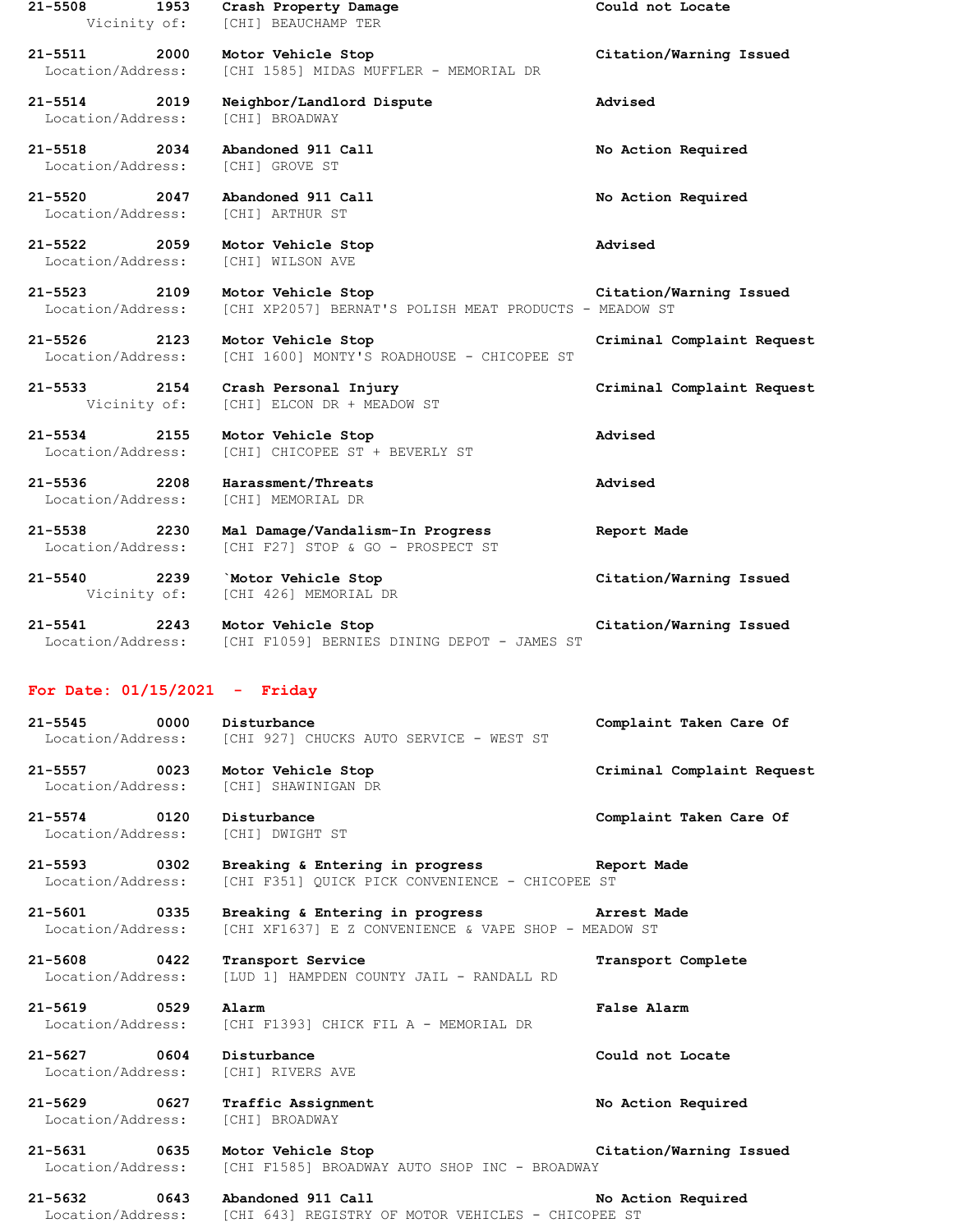**21-5508 1953 Crash Property Damage Could not Locate**
Vicinity of: [CHI] BEAUCHAMP TER

**21-5511 2000 Motor Vehicle Stop Citation/Warning Issued**
Location/Address: [CHI 1585] MIDAS MUFFLER - MEMORIAL DR

**21-5514 2019 Neighbor/Landlord Dispute Advised**
Location/Address: [CHI] BROADWAY

**21-5518 2034 Abandoned 911 Call No Action Required**
Location/Address: [CHI] GROVE ST

**21-5520 2047 Abandoned 911 Call No Action Required**
Location/Address: [CHI] ARTHUR ST

**21-5522 2059 Motor Vehicle Stop Advised**
Location/Address: [CHI] WILSON AVE

**21-5523 2109 Motor Vehicle Stop Citation/Warning Issued**
Location/Address: [CHI XP2057] BERNAT'S POLISH MEAT PRODUCTS - MEADOW ST

**21-5526 2123 Motor Vehicle Stop Criminal Complaint Request**
Location/Address: [CHI 1600] MONTY'S ROADHOUSE - CHICOPEE ST

**21-5533 2154 Crash Personal Injury Criminal Complaint Request**
Vicinity of: [CHI] ELCON DR + MEADOW ST

**21-5534 2155 Motor Vehicle Stop Advised**
Location/Address: [CHI] CHICOPEE ST + BEVERLY ST

**21-5536 2208 Harassment/Threats Advised**
Location/Address: [CHI] MEMORIAL DR

**21-5538 2230 Mal Damage/Vandalism-In Progress Report Made**
Location/Address: [CHI F27] STOP & GO - PROSPECT ST

**21-5540 2239 `Motor Vehicle Stop Citation/Warning Issued**
Vicinity of: [CHI 426] MEMORIAL DR

**21-5541 2243 Motor Vehicle Stop Citation/Warning Issued**
Location/Address: [CHI F1059] BERNIES DINING DEPOT - JAMES ST

## For Date: 01/15/2021 - Friday

**21-5545 0000 Disturbance Complaint Taken Care Of**
Location/Address: [CHI 927] CHUCKS AUTO SERVICE - WEST ST

**21-5557 0023 Motor Vehicle Stop Criminal Complaint Request**
Location/Address: [CHI] SHAWINIGAN DR

**21-5574 0120 Disturbance Complaint Taken Care Of**
Location/Address: [CHI] DWIGHT ST

**21-5593 0302 Breaking & Entering in progress Report Made**
Location/Address: [CHI F351] QUICK PICK CONVENIENCE - CHICOPEE ST

**21-5601 0335 Breaking & Entering in progress Arrest Made**
Location/Address: [CHI XF1637] E Z CONVENIENCE & VAPE SHOP - MEADOW ST

**21-5608 0422 Transport Service Transport Complete**
Location/Address: [LUD 1] HAMPDEN COUNTY JAIL - RANDALL RD

**21-5619 0529 Alarm False Alarm**
Location/Address: [CHI F1393] CHICK FIL A - MEMORIAL DR

**21-5627 0604 Disturbance Could not Locate**
Location/Address: [CHI] RIVERS AVE

**21-5629 0627 Traffic Assignment No Action Required**
Location/Address: [CHI] BROADWAY

**21-5631 0635 Motor Vehicle Stop Citation/Warning Issued**
Location/Address: [CHI F1585] BROADWAY AUTO SHOP INC - BROADWAY

**21-5632 0643 Abandoned 911 Call No Action Required**
Location/Address: [CHI 643] REGISTRY OF MOTOR VEHICLES - CHICOPEE ST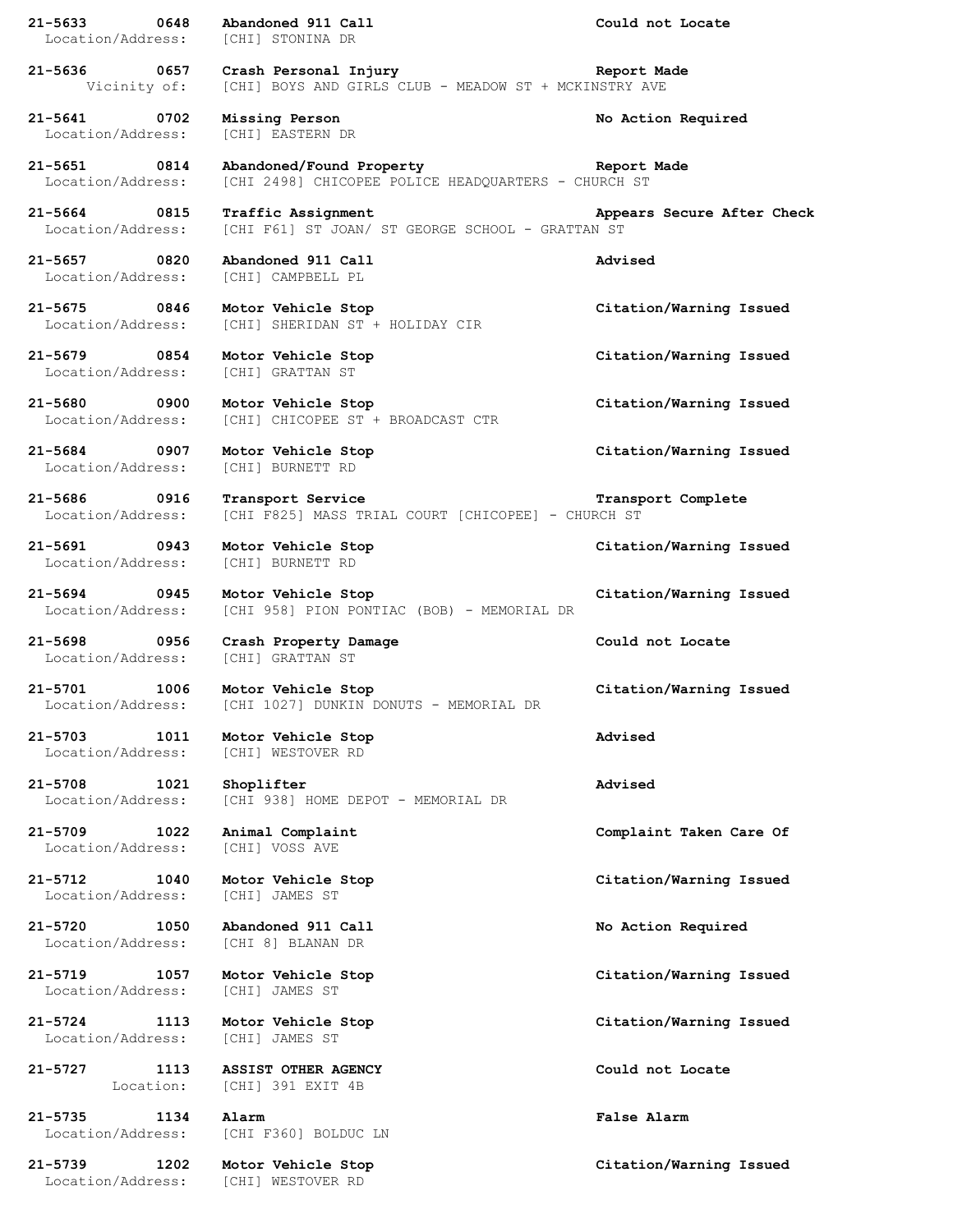**21-5633 0648 Abandoned 911 Call — Could not Locate**
Location/Address: [CHI] STONINA DR

**21-5636 0657 Crash Personal Injury — Report Made**
Vicinity of: [CHI] BOYS AND GIRLS CLUB - MEADOW ST + MCKINSTRY AVE

**21-5641 0702 Missing Person — No Action Required**
Location/Address: [CHI] EASTERN DR

**21-5651 0814 Abandoned/Found Property — Report Made**
Location/Address: [CHI 2498] CHICOPEE POLICE HEADQUARTERS - CHURCH ST

**21-5664 0815 Traffic Assignment — Appears Secure After Check**
Location/Address: [CHI F61] ST JOAN/ ST GEORGE SCHOOL - GRATTAN ST

**21-5657 0820 Abandoned 911 Call — Advised**
Location/Address: [CHI] CAMPBELL PL

**21-5675 0846 Motor Vehicle Stop — Citation/Warning Issued**
Location/Address: [CHI] SHERIDAN ST + HOLIDAY CIR

**21-5679 0854 Motor Vehicle Stop — Citation/Warning Issued**
Location/Address: [CHI] GRATTAN ST

**21-5680 0900 Motor Vehicle Stop — Citation/Warning Issued**
Location/Address: [CHI] CHICOPEE ST + BROADCAST CTR

**21-5684 0907 Motor Vehicle Stop — Citation/Warning Issued**
Location/Address: [CHI] BURNETT RD

**21-5686 0916 Transport Service — Transport Complete**
Location/Address: [CHI F825] MASS TRIAL COURT [CHICOPEE] - CHURCH ST

**21-5691 0943 Motor Vehicle Stop — Citation/Warning Issued**
Location/Address: [CHI] BURNETT RD

**21-5694 0945 Motor Vehicle Stop — Citation/Warning Issued**
Location/Address: [CHI 958] PION PONTIAC (BOB) - MEMORIAL DR

**21-5698 0956 Crash Property Damage — Could not Locate**
Location/Address: [CHI] GRATTAN ST

**21-5701 1006 Motor Vehicle Stop — Citation/Warning Issued**
Location/Address: [CHI 1027] DUNKIN DONUTS - MEMORIAL DR

**21-5703 1011 Motor Vehicle Stop — Advised**
Location/Address: [CHI] WESTOVER RD

**21-5708 1021 Shoplifter — Advised**
Location/Address: [CHI 938] HOME DEPOT - MEMORIAL DR

**21-5709 1022 Animal Complaint — Complaint Taken Care Of**
Location/Address: [CHI] VOSS AVE

**21-5712 1040 Motor Vehicle Stop — Citation/Warning Issued**
Location/Address: [CHI] JAMES ST

**21-5720 1050 Abandoned 911 Call — No Action Required**
Location/Address: [CHI 8] BLANAN DR

**21-5719 1057 Motor Vehicle Stop — Citation/Warning Issued**
Location/Address: [CHI] JAMES ST

**21-5724 1113 Motor Vehicle Stop — Citation/Warning Issued**
Location/Address: [CHI] JAMES ST

**21-5727 1113 ASSIST OTHER AGENCY — Could not Locate**
Location: [CHI] 391 EXIT 4B

**21-5735 1134 Alarm — False Alarm**
Location/Address: [CHI F360] BOLDUC LN

**21-5739 1202 Motor Vehicle Stop — Citation/Warning Issued**
Location/Address: [CHI] WESTOVER RD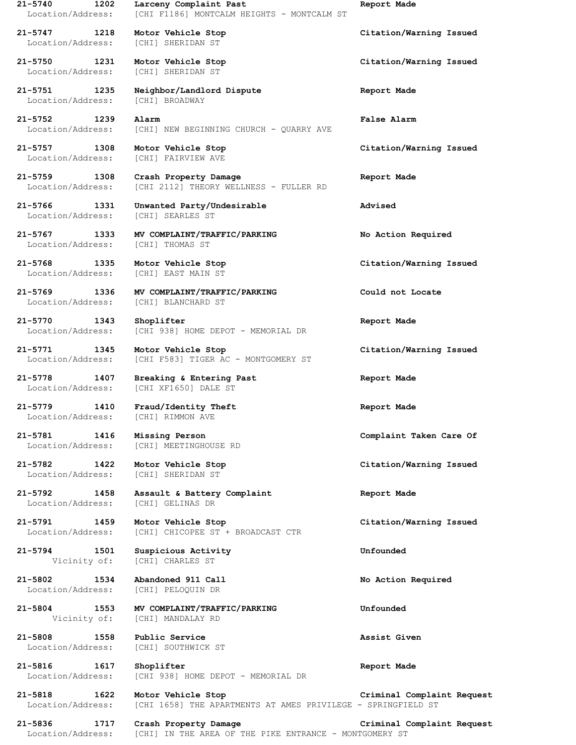**21-5740 1202 Larceny Complaint Past** **Report Made**
Location/Address: [CHI F1186] MONTCALM HEIGHTS - MONTCALM ST

**21-5747 1218 Motor Vehicle Stop** **Citation/Warning Issued**
Location/Address: [CHI] SHERIDAN ST

**21-5750 1231 Motor Vehicle Stop** **Citation/Warning Issued**
Location/Address: [CHI] SHERIDAN ST

**21-5751 1235 Neighbor/Landlord Dispute** **Report Made**
Location/Address: [CHI] BROADWAY

**21-5752 1239 Alarm** **False Alarm**
Location/Address: [CHI] NEW BEGINNING CHURCH - QUARRY AVE

**21-5757 1308 Motor Vehicle Stop** **Citation/Warning Issued**
Location/Address: [CHI] FAIRVIEW AVE

**21-5759 1308 Crash Property Damage** **Report Made**
Location/Address: [CHI 2112] THEORY WELLNESS - FULLER RD

**21-5766 1331 Unwanted Party/Undesirable** **Advised**
Location/Address: [CHI] SEARLES ST

**21-5767 1333 MV COMPLAINT/TRAFFIC/PARKING** **No Action Required**
Location/Address: [CHI] THOMAS ST

**21-5768 1335 Motor Vehicle Stop** **Citation/Warning Issued**
Location/Address: [CHI] EAST MAIN ST

**21-5769 1336 MV COMPLAINT/TRAFFIC/PARKING** **Could not Locate**
Location/Address: [CHI] BLANCHARD ST

**21-5770 1343 Shoplifter** **Report Made**
Location/Address: [CHI 938] HOME DEPOT - MEMORIAL DR

**21-5771 1345 Motor Vehicle Stop** **Citation/Warning Issued**
Location/Address: [CHI F583] TIGER AC - MONTGOMERY ST

**21-5778 1407 Breaking & Entering Past** **Report Made**
Location/Address: [CHI XF1650] DALE ST

**21-5779 1410 Fraud/Identity Theft** **Report Made**
Location/Address: [CHI] RIMMON AVE

**21-5781 1416 Missing Person** **Complaint Taken Care Of**
Location/Address: [CHI] MEETINGHOUSE RD

**21-5782 1422 Motor Vehicle Stop** **Citation/Warning Issued**
Location/Address: [CHI] SHERIDAN ST

**21-5792 1458 Assault & Battery Complaint** **Report Made**
Location/Address: [CHI] GELINAS DR

**21-5791 1459 Motor Vehicle Stop** **Citation/Warning Issued**
Location/Address: [CHI] CHICOPEE ST + BROADCAST CTR

**21-5794 1501 Suspicious Activity** **Unfounded**
Vicinity of: [CHI] CHARLES ST

**21-5802 1534 Abandoned 911 Call** **No Action Required**
Location/Address: [CHI] PELOQUIN DR

**21-5804 1553 MV COMPLAINT/TRAFFIC/PARKING** **Unfounded**
Vicinity of: [CHI] MANDALAY RD

**21-5808 1558 Public Service** **Assist Given**
Location/Address: [CHI] SOUTHWICK ST

**21-5816 1617 Shoplifter** **Report Made**
Location/Address: [CHI 938] HOME DEPOT - MEMORIAL DR

**21-5818 1622 Motor Vehicle Stop** **Criminal Complaint Request**
Location/Address: [CHI 1658] THE APARTMENTS AT AMES PRIVILEGE - SPRINGFIELD ST

**21-5836 1717 Crash Property Damage** **Criminal Complaint Request**
Location/Address: [CHI] IN THE AREA OF THE PIKE ENTRANCE - MONTGOMERY ST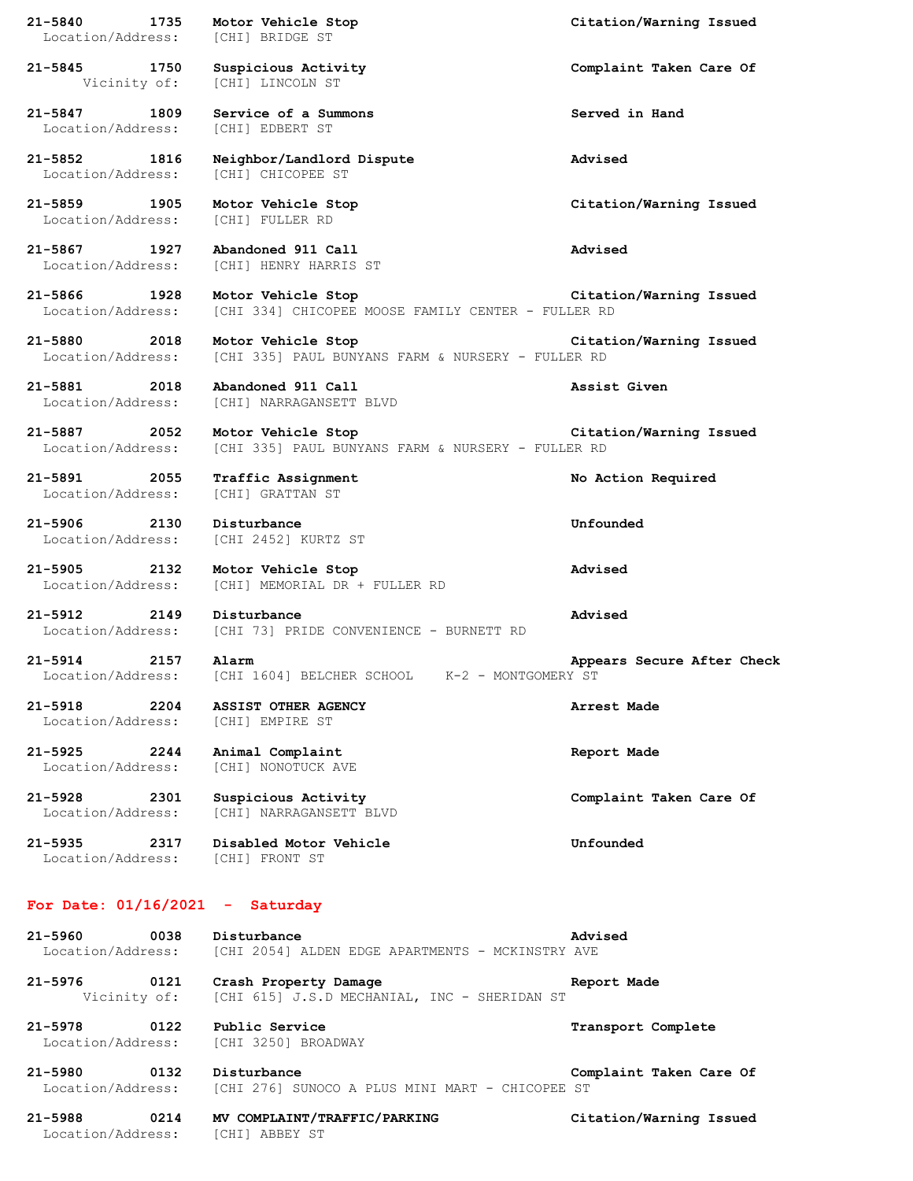**21-5840 1735 Motor Vehicle Stop** **Citation/Warning Issued**
Location/Address: [CHI] BRIDGE ST

**21-5845 1750 Suspicious Activity** **Complaint Taken Care Of**
Vicinity of: [CHI] LINCOLN ST

**21-5847 1809 Service of a Summons** **Served in Hand**
Location/Address: [CHI] EDBERT ST

**21-5852 1816 Neighbor/Landlord Dispute** **Advised**
Location/Address: [CHI] CHICOPEE ST

**21-5859 1905 Motor Vehicle Stop** **Citation/Warning Issued**
Location/Address: [CHI] FULLER RD

**21-5867 1927 Abandoned 911 Call** **Advised**
Location/Address: [CHI] HENRY HARRIS ST

**21-5866 1928 Motor Vehicle Stop** **Citation/Warning Issued**
Location/Address: [CHI 334] CHICOPEE MOOSE FAMILY CENTER - FULLER RD

**21-5880 2018 Motor Vehicle Stop** **Citation/Warning Issued**
Location/Address: [CHI 335] PAUL BUNYANS FARM & NURSERY - FULLER RD

**21-5881 2018 Abandoned 911 Call** **Assist Given**
Location/Address: [CHI] NARRAGANSETT BLVD

**21-5887 2052 Motor Vehicle Stop** **Citation/Warning Issued**
Location/Address: [CHI 335] PAUL BUNYANS FARM & NURSERY - FULLER RD

**21-5891 2055 Traffic Assignment** **No Action Required**
Location/Address: [CHI] GRATTAN ST

**21-5906 2130 Disturbance** **Unfounded**
Location/Address: [CHI 2452] KURTZ ST

**21-5905 2132 Motor Vehicle Stop** **Advised**
Location/Address: [CHI] MEMORIAL DR + FULLER RD

**21-5912 2149 Disturbance** **Advised**
Location/Address: [CHI 73] PRIDE CONVENIENCE - BURNETT RD

**21-5914 2157 Alarm** **Appears Secure After Check**
Location/Address: [CHI 1604] BELCHER SCHOOL K-2 - MONTGOMERY ST

**21-5918 2204 ASSIST OTHER AGENCY** **Arrest Made**
Location/Address: [CHI] EMPIRE ST

**21-5925 2244 Animal Complaint** **Report Made**
Location/Address: [CHI] NONOTUCK AVE

**21-5928 2301 Suspicious Activity** **Complaint Taken Care Of**
Location/Address: [CHI] NARRAGANSETT BLVD

**21-5935 2317 Disabled Motor Vehicle** **Unfounded**
Location/Address: [CHI] FRONT ST

## For Date: 01/16/2021 - Saturday

**21-5960 0038 Disturbance** **Advised**
Location/Address: [CHI 2054] ALDEN EDGE APARTMENTS - MCKINSTRY AVE

**21-5976 0121 Crash Property Damage** **Report Made**
Vicinity of: [CHI 615] J.S.D MECHANIAL, INC - SHERIDAN ST

**21-5978 0122 Public Service** **Transport Complete**
Location/Address: [CHI 3250] BROADWAY

**21-5980 0132 Disturbance** **Complaint Taken Care Of**
Location/Address: [CHI 276] SUNOCO A PLUS MINI MART - CHICOPEE ST

**21-5988 0214 MV COMPLAINT/TRAFFIC/PARKING** **Citation/Warning Issued**
Location/Address: [CHI] ABBEY ST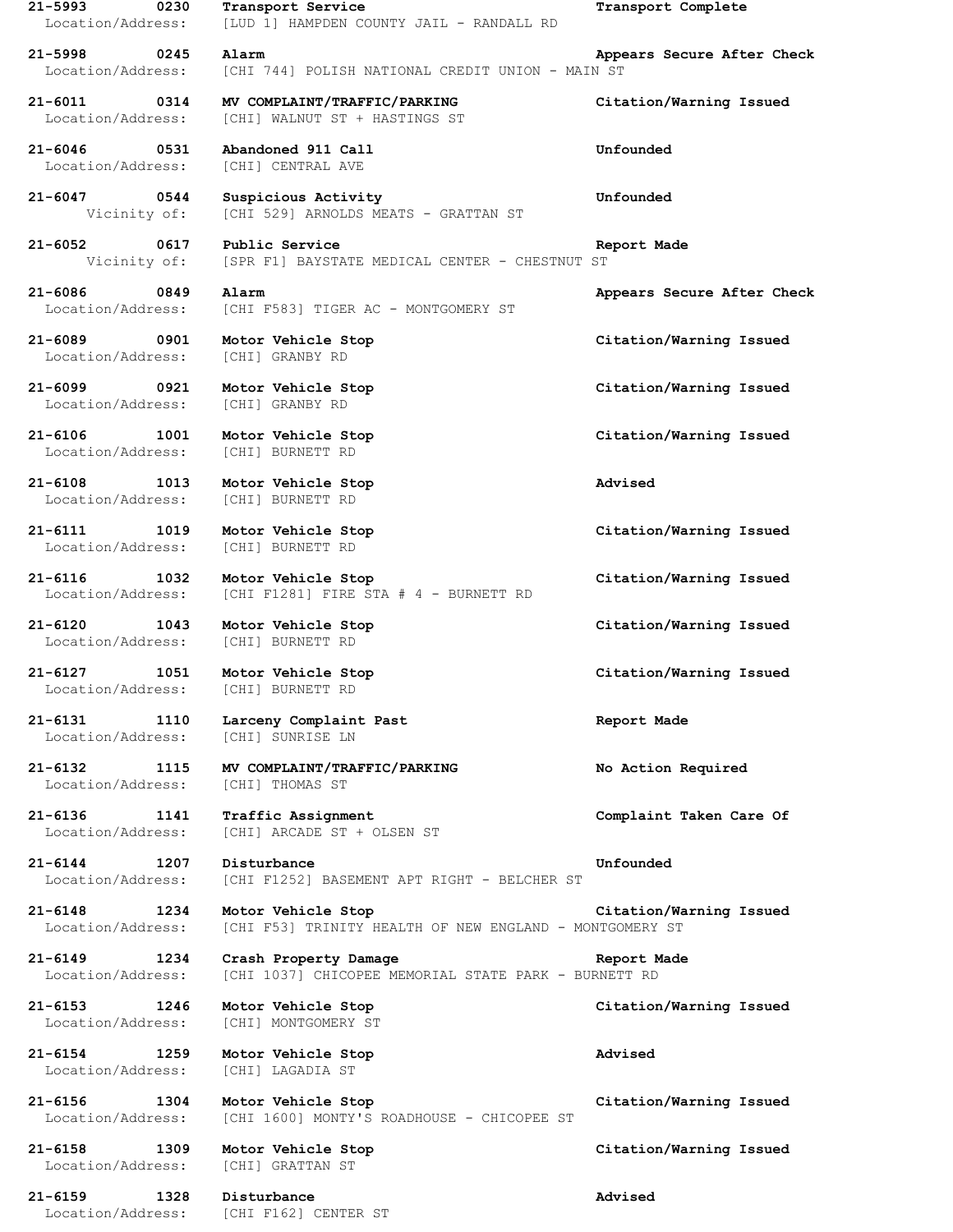**21-5993 0230 Transport Service** **Transport Complete**
Location/Address: [LUD 1] HAMPDEN COUNTY JAIL - RANDALL RD

**21-5998 0245 Alarm** **Appears Secure After Check**
Location/Address: [CHI 744] POLISH NATIONAL CREDIT UNION - MAIN ST

**21-6011 0314 MV COMPLAINT/TRAFFIC/PARKING** **Citation/Warning Issued**
Location/Address: [CHI] WALNUT ST + HASTINGS ST

**21-6046 0531 Abandoned 911 Call** **Unfounded**
Location/Address: [CHI] CENTRAL AVE

**21-6047 0544 Suspicious Activity** **Unfounded**
Vicinity of: [CHI 529] ARNOLDS MEATS - GRATTAN ST

**21-6052 0617 Public Service** **Report Made**
Vicinity of: [SPR F1] BAYSTATE MEDICAL CENTER - CHESTNUT ST

**21-6086 0849 Alarm** **Appears Secure After Check**
Location/Address: [CHI F583] TIGER AC - MONTGOMERY ST

**21-6089 0901 Motor Vehicle Stop** **Citation/Warning Issued**
Location/Address: [CHI] GRANBY RD

**21-6099 0921 Motor Vehicle Stop** **Citation/Warning Issued**
Location/Address: [CHI] GRANBY RD

**21-6106 1001 Motor Vehicle Stop** **Citation/Warning Issued**
Location/Address: [CHI] BURNETT RD

**21-6108 1013 Motor Vehicle Stop** **Advised**
Location/Address: [CHI] BURNETT RD

**21-6111 1019 Motor Vehicle Stop** **Citation/Warning Issued**
Location/Address: [CHI] BURNETT RD

**21-6116 1032 Motor Vehicle Stop** **Citation/Warning Issued**
Location/Address: [CHI F1281] FIRE STA # 4 - BURNETT RD

**21-6120 1043 Motor Vehicle Stop** **Citation/Warning Issued**
Location/Address: [CHI] BURNETT RD

**21-6127 1051 Motor Vehicle Stop** **Citation/Warning Issued**
Location/Address: [CHI] BURNETT RD

**21-6131 1110 Larceny Complaint Past** **Report Made**
Location/Address: [CHI] SUNRISE LN

**21-6132 1115 MV COMPLAINT/TRAFFIC/PARKING** **No Action Required**
Location/Address: [CHI] THOMAS ST

**21-6136 1141 Traffic Assignment** **Complaint Taken Care Of**
Location/Address: [CHI] ARCADE ST + OLSEN ST

**21-6144 1207 Disturbance** **Unfounded**
Location/Address: [CHI F1252] BASEMENT APT RIGHT - BELCHER ST

**21-6148 1234 Motor Vehicle Stop** **Citation/Warning Issued**
Location/Address: [CHI F53] TRINITY HEALTH OF NEW ENGLAND - MONTGOMERY ST

**21-6149 1234 Crash Property Damage** **Report Made**
Location/Address: [CHI 1037] CHICOPEE MEMORIAL STATE PARK - BURNETT RD

**21-6153 1246 Motor Vehicle Stop** **Citation/Warning Issued**
Location/Address: [CHI] MONTGOMERY ST

**21-6154 1259 Motor Vehicle Stop** **Advised**
Location/Address: [CHI] LAGADIA ST

**21-6156 1304 Motor Vehicle Stop** **Citation/Warning Issued**
Location/Address: [CHI 1600] MONTY'S ROADHOUSE - CHICOPEE ST

**21-6158 1309 Motor Vehicle Stop** **Citation/Warning Issued**
Location/Address: [CHI] GRATTAN ST

**21-6159 1328 Disturbance** **Advised**
Location/Address: [CHI F162] CENTER ST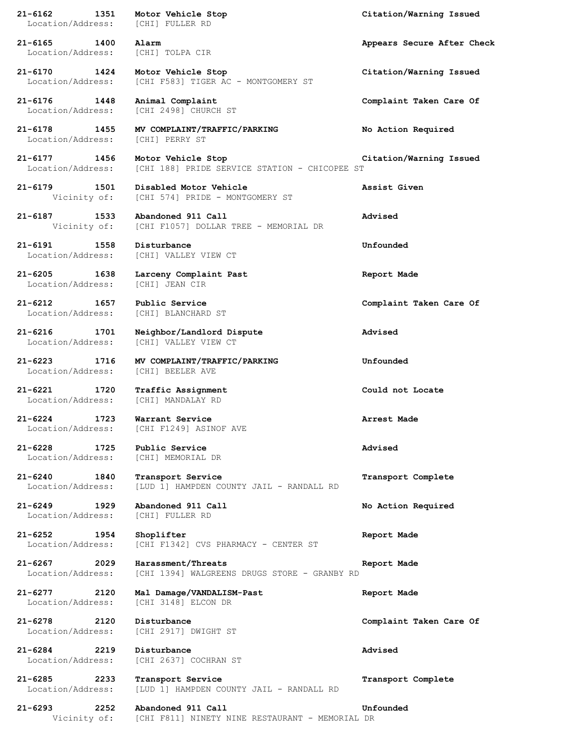**21-6162 1351 Motor Vehicle Stop** **Citation/Warning Issued**
Location/Address: [CHI] FULLER RD

**21-6165 1400 Alarm** **Appears Secure After Check**
Location/Address: [CHI] TOLPA CIR

**21-6170 1424 Motor Vehicle Stop** **Citation/Warning Issued**
Location/Address: [CHI F583] TIGER AC - MONTGOMERY ST

**21-6176 1448 Animal Complaint** **Complaint Taken Care Of**
Location/Address: [CHI 2498] CHURCH ST

**21-6178 1455 MV COMPLAINT/TRAFFIC/PARKING** **No Action Required**
Location/Address: [CHI] PERRY ST

**21-6177 1456 Motor Vehicle Stop** **Citation/Warning Issued**
Location/Address: [CHI 188] PRIDE SERVICE STATION - CHICOPEE ST

**21-6179 1501 Disabled Motor Vehicle** **Assist Given**
Vicinity of: [CHI 574] PRIDE - MONTGOMERY ST

**21-6187 1533 Abandoned 911 Call** **Advised**
Vicinity of: [CHI F1057] DOLLAR TREE - MEMORIAL DR

**21-6191 1558 Disturbance** **Unfounded**
Location/Address: [CHI] VALLEY VIEW CT

**21-6205 1638 Larceny Complaint Past** **Report Made**
Location/Address: [CHI] JEAN CIR

**21-6212 1657 Public Service** **Complaint Taken Care Of**
Location/Address: [CHI] BLANCHARD ST

**21-6216 1701 Neighbor/Landlord Dispute** **Advised**
Location/Address: [CHI] VALLEY VIEW CT

**21-6223 1716 MV COMPLAINT/TRAFFIC/PARKING** **Unfounded**
Location/Address: [CHI] BEELER AVE

**21-6221 1720 Traffic Assignment** **Could not Locate**
Location/Address: [CHI] MANDALAY RD

**21-6224 1723 Warrant Service** **Arrest Made**
Location/Address: [CHI F1249] ASINOF AVE

**21-6228 1725 Public Service** **Advised**
Location/Address: [CHI] MEMORIAL DR

**21-6240 1840 Transport Service** **Transport Complete**
Location/Address: [LUD 1] HAMPDEN COUNTY JAIL - RANDALL RD

**21-6249 1929 Abandoned 911 Call** **No Action Required**
Location/Address: [CHI] FULLER RD

**21-6252 1954 Shoplifter** **Report Made**
Location/Address: [CHI F1342] CVS PHARMACY - CENTER ST

**21-6267 2029 Harassment/Threats** **Report Made**
Location/Address: [CHI 1394] WALGREENS DRUGS STORE - GRANBY RD

**21-6277 2120 Mal Damage/VANDALISM-Past** **Report Made**
Location/Address: [CHI 3148] ELCON DR

**21-6278 2120 Disturbance** **Complaint Taken Care Of**
Location/Address: [CHI 2917] DWIGHT ST

**21-6284 2219 Disturbance** **Advised**
Location/Address: [CHI 2637] COCHRAN ST

**21-6285 2233 Transport Service** **Transport Complete**
Location/Address: [LUD 1] HAMPDEN COUNTY JAIL - RANDALL RD

**21-6293 2252 Abandoned 911 Call** **Unfounded**
Vicinity of: [CHI F811] NINETY NINE RESTAURANT - MEMORIAL DR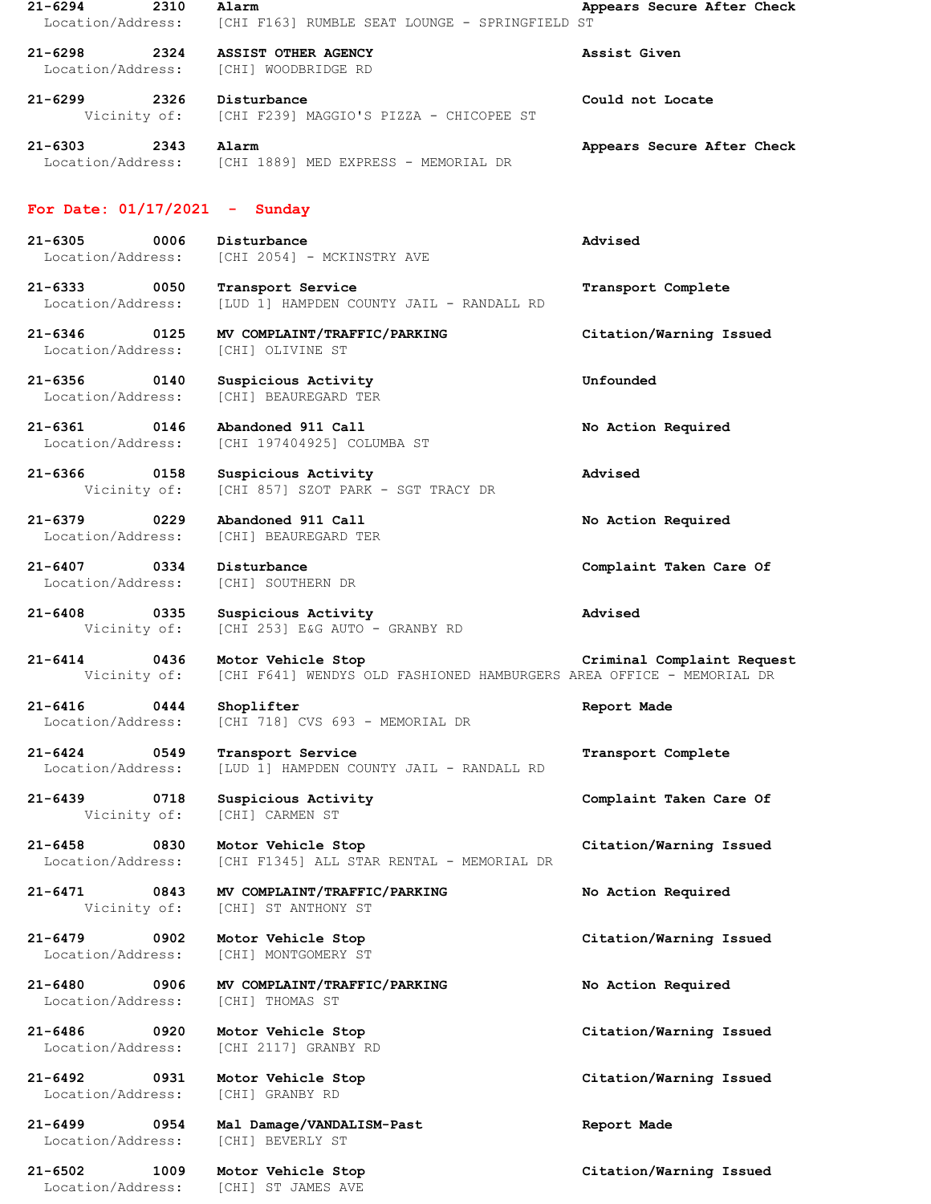**21-6294 2310 Alarm** — **Appears Secure After Check**
Location/Address: [CHI F163] RUMBLE SEAT LOUNGE - SPRINGFIELD ST

**21-6298 2324 ASSIST OTHER AGENCY** — **Assist Given**
Location/Address: [CHI] WOODBRIDGE RD

**21-6299 2326 Disturbance** — **Could not Locate**
Vicinity of: [CHI F239] MAGGIO'S PIZZA - CHICOPEE ST

**21-6303 2343 Alarm** — **Appears Secure After Check**
Location/Address: [CHI 1889] MED EXPRESS - MEMORIAL DR

## For Date: 01/17/2021 - Sunday

**21-6305 0006 Disturbance** — **Advised**
Location/Address: [CHI 2054] - MCKINSTRY AVE

**21-6333 0050 Transport Service** — **Transport Complete**
Location/Address: [LUD 1] HAMPDEN COUNTY JAIL - RANDALL RD

**21-6346 0125 MV COMPLAINT/TRAFFIC/PARKING** — **Citation/Warning Issued**
Location/Address: [CHI] OLIVINE ST

**21-6356 0140 Suspicious Activity** — **Unfounded**
Location/Address: [CHI] BEAUREGARD TER

**21-6361 0146 Abandoned 911 Call** — **No Action Required**
Location/Address: [CHI 197404925] COLUMBA ST

**21-6366 0158 Suspicious Activity** — **Advised**
Vicinity of: [CHI 857] SZOT PARK - SGT TRACY DR

**21-6379 0229 Abandoned 911 Call** — **No Action Required**
Location/Address: [CHI] BEAUREGARD TER

**21-6407 0334 Disturbance** — **Complaint Taken Care Of**
Location/Address: [CHI] SOUTHERN DR

**21-6408 0335 Suspicious Activity** — **Advised**
Vicinity of: [CHI 253] E&G AUTO - GRANBY RD

**21-6414 0436 Motor Vehicle Stop** — **Criminal Complaint Request**
Vicinity of: [CHI F641] WENDYS OLD FASHIONED HAMBURGERS AREA OFFICE - MEMORIAL DR

**21-6416 0444 Shoplifter** — **Report Made**
Location/Address: [CHI 718] CVS 693 - MEMORIAL DR

**21-6424 0549 Transport Service** — **Transport Complete**
Location/Address: [LUD 1] HAMPDEN COUNTY JAIL - RANDALL RD

**21-6439 0718 Suspicious Activity** — **Complaint Taken Care Of**
Vicinity of: [CHI] CARMEN ST

**21-6458 0830 Motor Vehicle Stop** — **Citation/Warning Issued**
Location/Address: [CHI F1345] ALL STAR RENTAL - MEMORIAL DR

**21-6471 0843 MV COMPLAINT/TRAFFIC/PARKING** — **No Action Required**
Vicinity of: [CHI] ST ANTHONY ST

**21-6479 0902 Motor Vehicle Stop** — **Citation/Warning Issued**
Location/Address: [CHI] MONTGOMERY ST

**21-6480 0906 MV COMPLAINT/TRAFFIC/PARKING** — **No Action Required**
Location/Address: [CHI] THOMAS ST

**21-6486 0920 Motor Vehicle Stop** — **Citation/Warning Issued**
Location/Address: [CHI 2117] GRANBY RD

**21-6492 0931 Motor Vehicle Stop** — **Citation/Warning Issued**
Location/Address: [CHI] GRANBY RD

**21-6499 0954 Mal Damage/VANDALISM-Past** — **Report Made**
Location/Address: [CHI] BEVERLY ST

**21-6502 1009 Motor Vehicle Stop** — **Citation/Warning Issued**
Location/Address: [CHI] ST JAMES AVE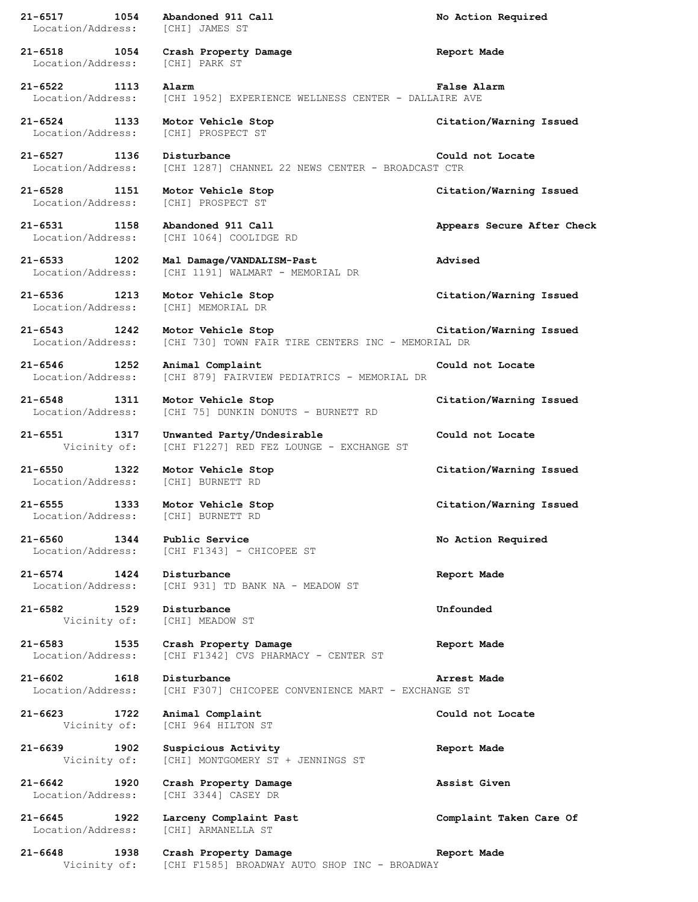**21-6517 1054 Abandoned 911 Call** **No Action Required**
Location/Address: [CHI] JAMES ST

**21-6518 1054 Crash Property Damage** **Report Made**
Location/Address: [CHI] PARK ST

**21-6522 1113 Alarm** **False Alarm**
Location/Address: [CHI 1952] EXPERIENCE WELLNESS CENTER - DALLAIRE AVE

**21-6524 1133 Motor Vehicle Stop** **Citation/Warning Issued**
Location/Address: [CHI] PROSPECT ST

**21-6527 1136 Disturbance** **Could not Locate**
Location/Address: [CHI 1287] CHANNEL 22 NEWS CENTER - BROADCAST CTR

**21-6528 1151 Motor Vehicle Stop** **Citation/Warning Issued**
Location/Address: [CHI] PROSPECT ST

**21-6531 1158 Abandoned 911 Call** **Appears Secure After Check**
Location/Address: [CHI 1064] COOLIDGE RD

**21-6533 1202 Mal Damage/VANDALISM-Past** **Advised**
Location/Address: [CHI 1191] WALMART - MEMORIAL DR

**21-6536 1213 Motor Vehicle Stop** **Citation/Warning Issued**
Location/Address: [CHI] MEMORIAL DR

**21-6543 1242 Motor Vehicle Stop** **Citation/Warning Issued**
Location/Address: [CHI 730] TOWN FAIR TIRE CENTERS INC - MEMORIAL DR

**21-6546 1252 Animal Complaint** **Could not Locate**
Location/Address: [CHI 879] FAIRVIEW PEDIATRICS - MEMORIAL DR

**21-6548 1311 Motor Vehicle Stop** **Citation/Warning Issued**
Location/Address: [CHI 75] DUNKIN DONUTS - BURNETT RD

**21-6551 1317 Unwanted Party/Undesirable** **Could not Locate**
Vicinity of: [CHI F1227] RED FEZ LOUNGE - EXCHANGE ST

**21-6550 1322 Motor Vehicle Stop** **Citation/Warning Issued**
Location/Address: [CHI] BURNETT RD

**21-6555 1333 Motor Vehicle Stop** **Citation/Warning Issued**
Location/Address: [CHI] BURNETT RD

**21-6560 1344 Public Service** **No Action Required**
Location/Address: [CHI F1343] - CHICOPEE ST

**21-6574 1424 Disturbance** **Report Made**
Location/Address: [CHI 931] TD BANK NA - MEADOW ST

**21-6582 1529 Disturbance** **Unfounded**
Vicinity of: [CHI] MEADOW ST

**21-6583 1535 Crash Property Damage** **Report Made**
Location/Address: [CHI F1342] CVS PHARMACY - CENTER ST

**21-6602 1618 Disturbance** **Arrest Made**
Location/Address: [CHI F307] CHICOPEE CONVENIENCE MART - EXCHANGE ST

**21-6623 1722 Animal Complaint** **Could not Locate**
Vicinity of: [CHI 964 HILTON ST

**21-6639 1902 Suspicious Activity** **Report Made**
Vicinity of: [CHI] MONTGOMERY ST + JENNINGS ST

**21-6642 1920 Crash Property Damage** **Assist Given**
Location/Address: [CHI 3344] CASEY DR

**21-6645 1922 Larceny Complaint Past** **Complaint Taken Care Of**
Location/Address: [CHI] ARMANELLA ST

**21-6648 1938 Crash Property Damage** **Report Made**
Vicinity of: [CHI F1585] BROADWAY AUTO SHOP INC - BROADWAY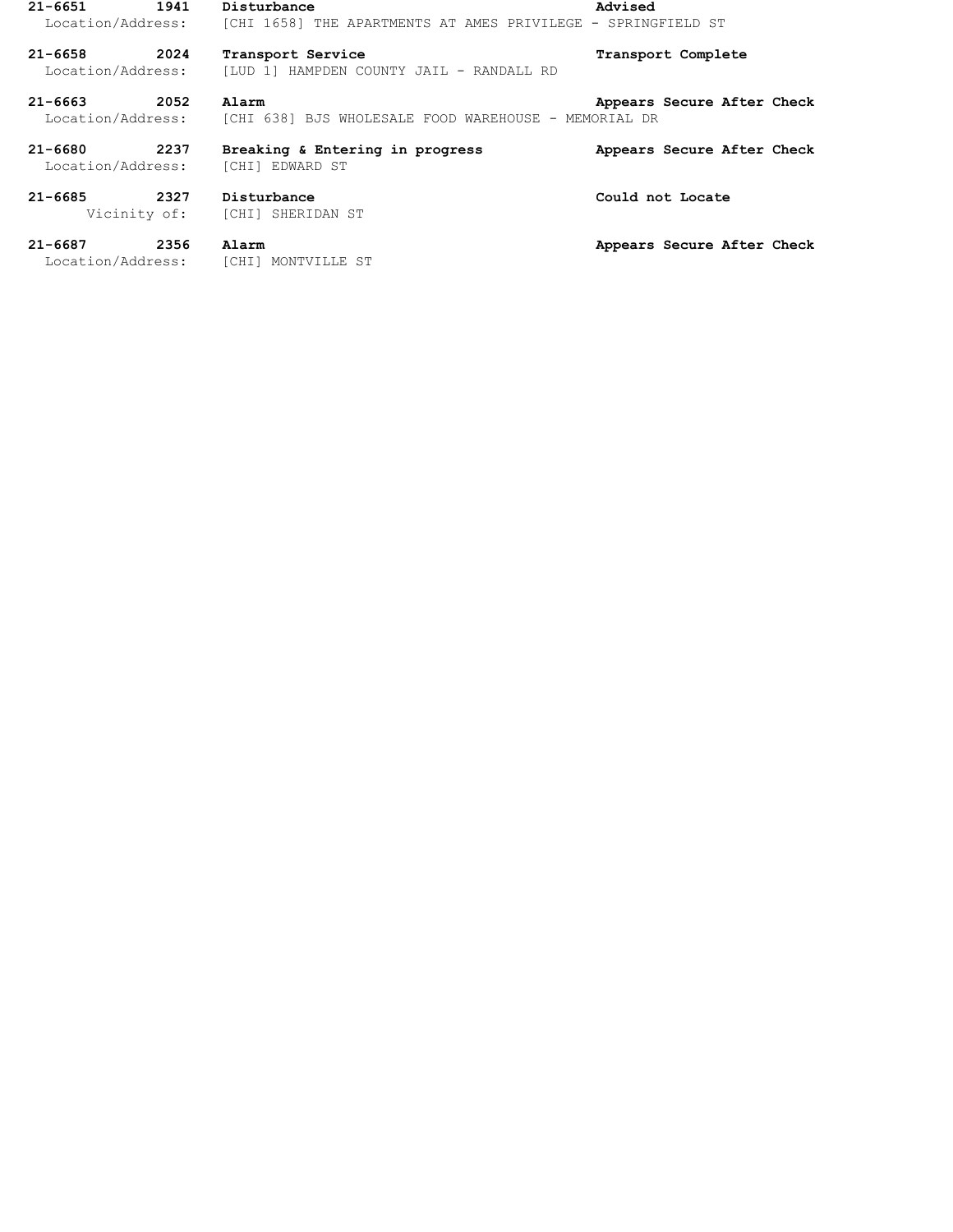**21-6651 1941 Disturbance Advised**
Location/Address: [CHI 1658] THE APARTMENTS AT AMES PRIVILEGE - SPRINGFIELD ST

**21-6658 2024 Transport Service Transport Complete**
Location/Address: [LUD 1] HAMPDEN COUNTY JAIL - RANDALL RD

**21-6663 2052 Alarm Appears Secure After Check**
Location/Address: [CHI 638] BJS WHOLESALE FOOD WAREHOUSE - MEMORIAL DR

**21-6680 2237 Breaking & Entering in progress Appears Secure After Check**
Location/Address: [CHI] EDWARD ST

**21-6685 2327 Disturbance Could not Locate**
Vicinity of: [CHI] SHERIDAN ST

**21-6687 2356 Alarm Appears Secure After Check**
Location/Address: [CHI] MONTVILLE ST